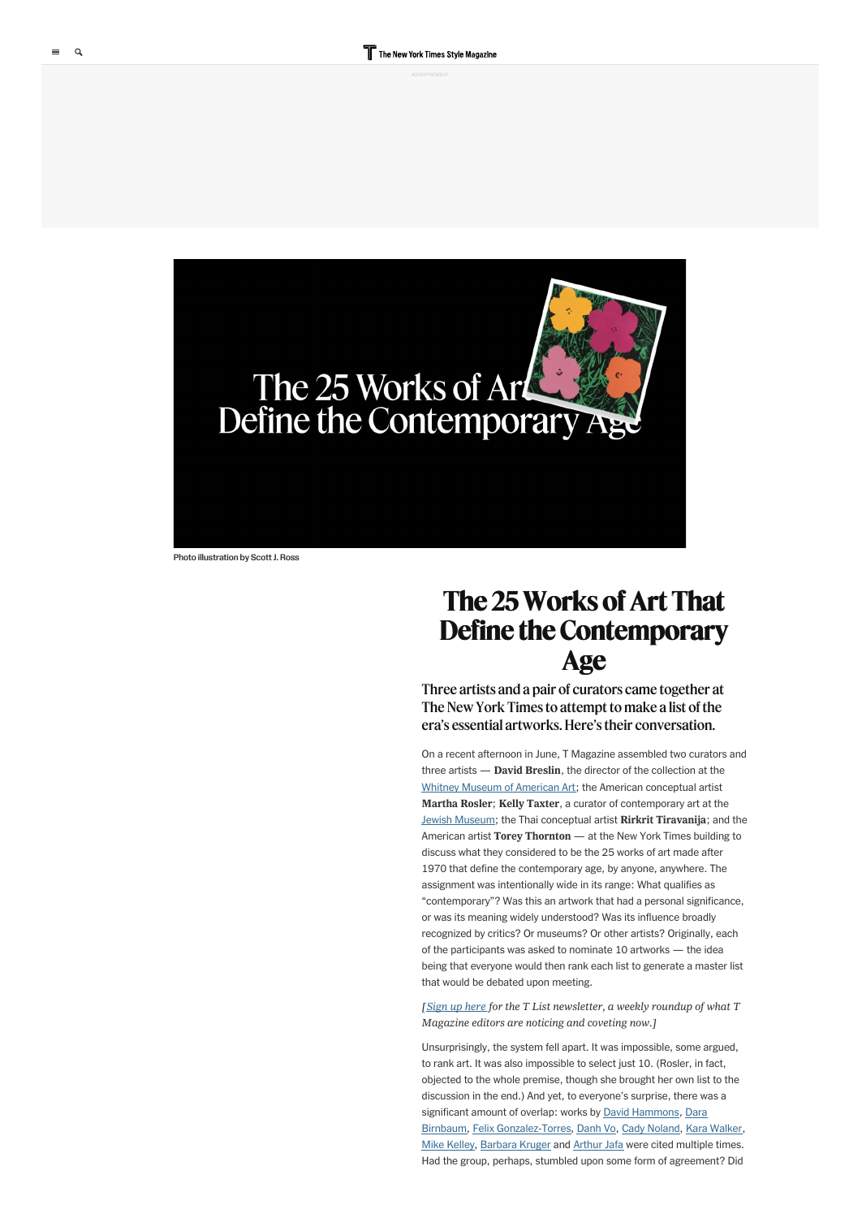Photo illustration by Scott J. Ross

# The 25 Works of Art That Define the Contemporary Age

## Three artists and a pair of curators came together at The New York Times to attempt to make a list of the era's essential artworks. Here's their conversation.

On a recent afternoon in June, T Magazine assembled two curators and three artists — **David Breslin**, the director of the collection at the Whitney Museum of American Art; the American conceptual artist **Martha Rosler**; **Kelly Taxter**, a curator of contemporary art at the Jewish Museum; the Thai conceptual artist **Rirkrit Tiravanija**; and the American artist **Torey Thornton** — at the New York Times building to discuss what they considered to be the 25 works of art made after 1970 that define the contemporary age, by anyone, anywhere. The assignment was intentionally wide in its range: What qualifies as "contemporary"? Was this an artwork that had a personal significance, or was its meaning widely understood? Was its influence broadly recognized by critics? Or museums? Or other artists? Originally, each of the participants was asked to nominate 10 artworks — the idea being that everyone would then rank each list to generate a master list that would be debated upon meeting.

*[Sign up here for the T List newsletter, a weekly roundup of what T Magazine editors are noticing and coveting now.]*

Unsurprisingly, the system fell apart. It was impossible, some argued, to rank art. It was also impossible to select just 10. (Rosler, in fact, objected to the whole premise, though she brought her own list to the discussion in the end.) And yet, to everyone's surprise, there was a significant amount of overlap: works by David Hammons, Dara Birnbaum, Felix Gonzalez-Torres, Danh Vo, Cady Noland, Kara Walker, Mike Kelley, Barbara Kruger and Arthur Jafa were cited multiple times. Had the group, perhaps, stumbled upon some form of agreement? Did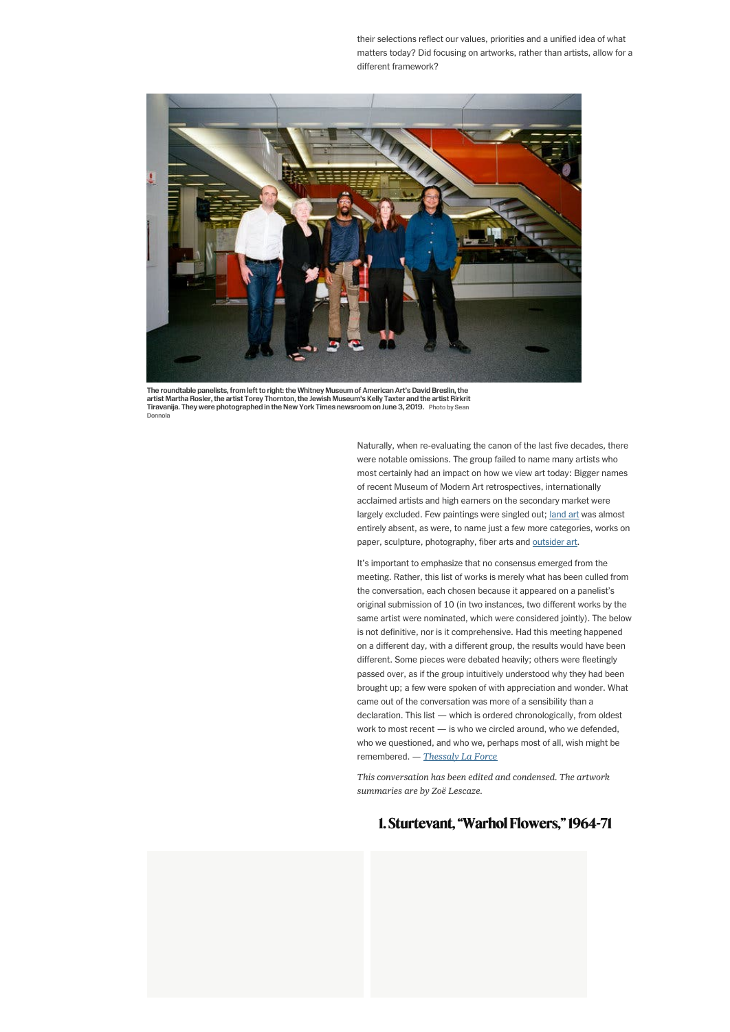their selections reflect our values, priorities and a unified idea of what matters today? Did focusing on artworks, rather than artists, allow for a different framework?

The roundtable panelists, from left to right: the Whitney Museum of American Art's David Breslin, the artist Martha Rosler, the artist Torey Thornton, the Jewish Museum's Kelly Taxter and the artist Rirkrit Tiravanija. They were photographed in the New York Times newsroom on June 3, 2019. Photo by Sean Donnola

Naturally, when re-evaluating the canon of the last five decades, there were notable omissions. The group failed to name many artists who most certainly had an impact on how we view art today: Bigger names of recent Museum of Modern Art retrospectives, internationally acclaimed artists and high earners on the secondary market were largely excluded. Few paintings were singled out; land art was almost entirely absent, as were, to name just a few more categories, works on paper, sculpture, photography, fiber arts and outsider art.

It's important to emphasize that no consensus emerged from the meeting. Rather, this list of works is merely what has been culled from the conversation, each chosen because it appeared on a panelist's original submission of 10 (in two instances, two different works by the same artist were nominated, which were considered jointly). The below is not definitive, nor is it comprehensive. Had this meeting happened on a different day, with a different group, the results would have been different. Some pieces were debated heavily; others were fleetingly passed over, as if the group intuitively understood why they had been brought up; a few were spoken of with appreciation and wonder. What came out of the conversation was more of a sensibility than a declaration. This list — which is ordered chronologically, from oldest work to most recent — is who we circled around, who we defended, who we questioned, and who we, perhaps most of all, wish might be remembered. — *Thessaly La Force*

*This conversation has been edited and condensed. The artwork summaries are by Zoë Lescaze.*

## 1. Sturtevant, "Warhol Flowers," 1964-71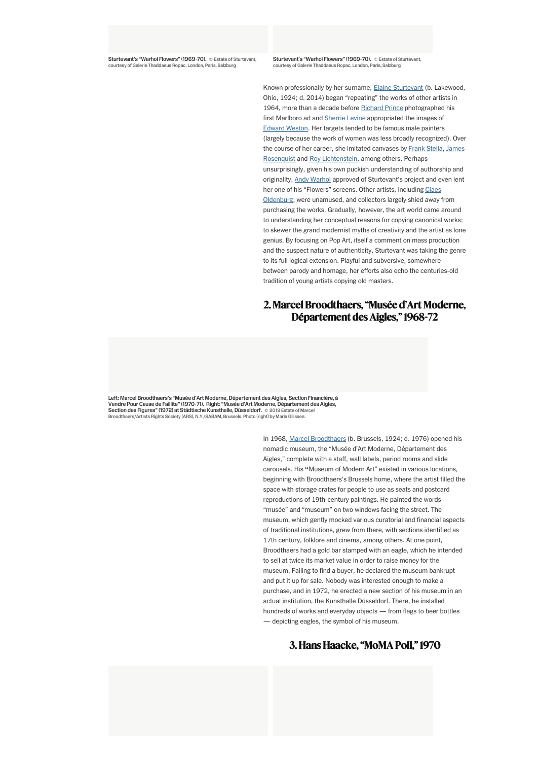Sturtevant's "Warhol Flowers" (1969-70). © Estate of Sturtevant, courtesy of Galerie Thaddaeus Ropac, London, Paris, Salzburg

Sturtevant's "Warhol Flowers" (1969-70). © Estate of Sturtevant, courtesy of Galerie Thaddaeus Ropac, London, Paris, Salzburg

Known professionally by her surname, Elaine Sturtevant (b. Lakewood, Ohio, 1924; d. 2014) began "repeating" the works of other artists in 1964, more than a decade before Richard Prince photographed his first Marlboro ad and Sherrie Levine appropriated the images of Edward Weston. Her targets tended to be famous male painters (largely because the work of women was less broadly recognized). Over the course of her career, she imitated canvases by Frank Stella, James Rosenquist and Roy Lichtenstein, among others. Perhaps unsurprisingly, given his own puckish understanding of authorship and originality, Andy Warhol approved of Sturtevant's project and even lent her one of his "Flowers" screens. Other artists, including Claes Oldenburg, were unamused, and collectors largely shied away from purchasing the works. Gradually, however, the art world came around to understanding her conceptual reasons for copying canonical works: to skewer the grand modernist myths of creativity and the artist as lone genius. By focusing on Pop Art, itself a comment on mass production and the suspect nature of authenticity, Sturtevant was taking the genre to its full logical extension. Playful and subversive, somewhere between parody and homage, her efforts also echo the centuries-old tradition of young artists copying old masters.

## 2. Marcel Broodthaers, "Musée d'Art Moderne, Département des Aigles," 1968-72

Left: Marcel Broodthaers's "Musée d'Art Moderne, Département des Aigles, Section Financière, à Vendre Pour Cause de Faillite" (1970-71). Right: "Musée d'Art Moderne, Département des Aigles, Section des Figures" (1972) at Städtische Kunsthalle, Düsseldorf. © 2019 Estate of Marcel Broodthaers/Artists Rights Society (ARS), N.Y./SABAM, Brussels. Photo (right) by Maria Gilissen.

In 1968, Marcel Broodthaers (b. Brussels, 1924; d. 1976) opened his nomadic museum, the "Musée d'Art Moderne, Département des Aigles," complete with a staff, wall labels, period rooms and slide carousels. His "Museum of Modern Art" existed in various locations, beginning with Broodthaers's Brussels home, where the artist filled the space with storage crates for people to use as seats and postcard reproductions of 19th-century paintings. He painted the words "musée" and "museum" on two windows facing the street. The museum, which gently mocked various curatorial and financial aspects of traditional institutions, grew from there, with sections identified as 17th century, folklore and cinema, among others. At one point, Broodthaers had a gold bar stamped with an eagle, which he intended to sell at twice its market value in order to raise money for the museum. Failing to find a buyer, he declared the museum bankrupt and put it up for sale. Nobody was interested enough to make a purchase, and in 1972, he erected a new section of his museum in an actual institution, the Kunsthalle Düsseldorf. There, he installed hundreds of works and everyday objects — from flags to beer bottles — depicting eagles, the symbol of his museum.

## 3. Hans Haacke, "MoMA Poll," 1970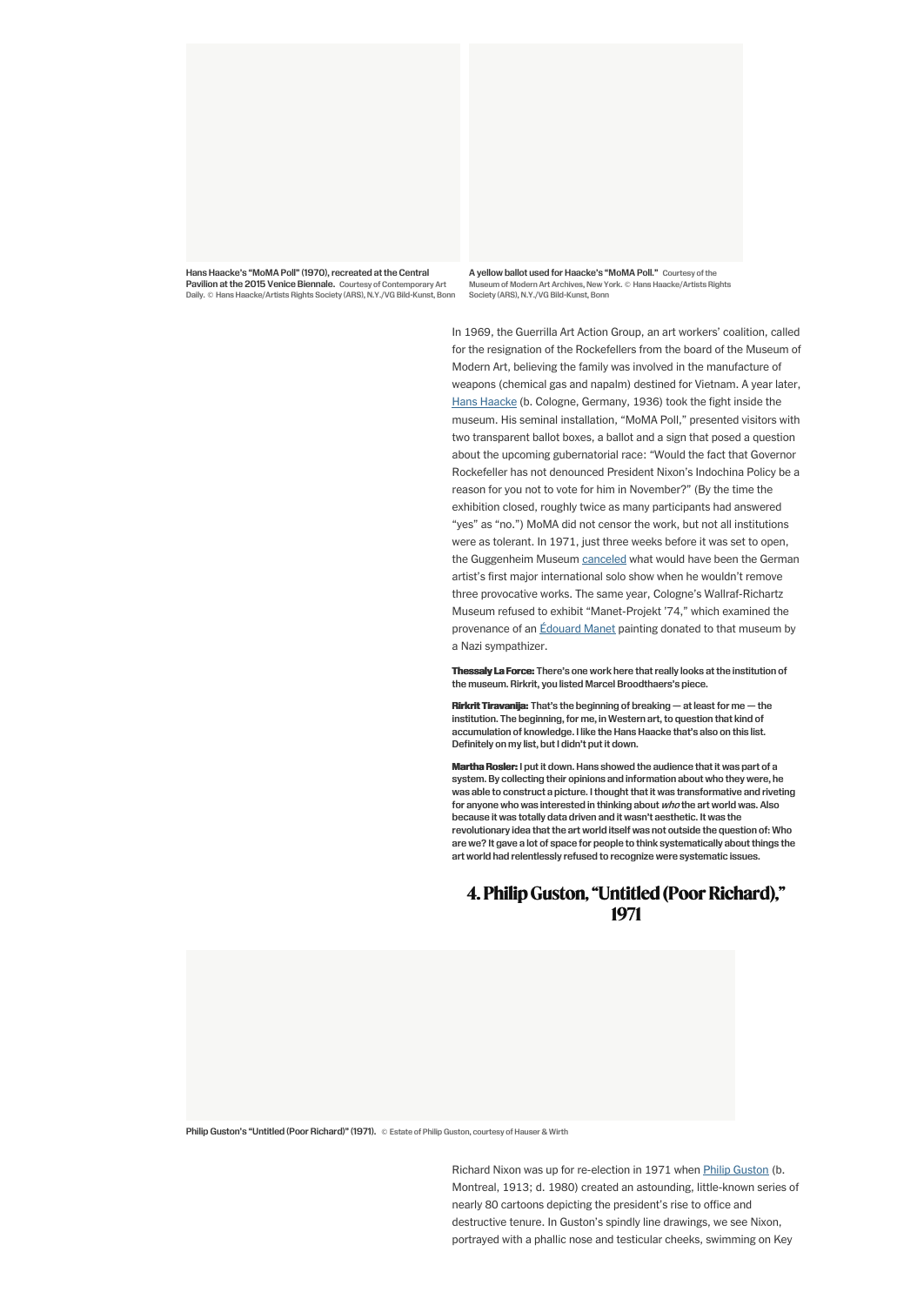Hans Haacke's "MoMA Poll" (1970), recreated at the Central Pavilion at the 2015 Venice Biennale. Courtesy of Contemporary Art Daily. © Hans Haacke/Artists Rights Society (ARS), N.Y./VG Bild-Kunst, Bonn

A yellow ballot used for Haacke's "MoMA Poll." Courtesy of the Museum of Modern Art Archives, New York. © Hans Haacke/Artists Rights Society (ARS), N.Y./VG Bild-Kunst, Bonn

In 1969, the Guerrilla Art Action Group, an art workers' coalition, called for the resignation of the Rockefellers from the board of the Museum of Modern Art, believing the family was involved in the manufacture of weapons (chemical gas and napalm) destined for Vietnam. A year later, Hans Haacke (b. Cologne, Germany, 1936) took the fight inside the museum. His seminal installation, "MoMA Poll," presented visitors with two transparent ballot boxes, a ballot and a sign that posed a question about the upcoming gubernatorial race: "Would the fact that Governor Rockefeller has not denounced President Nixon's Indochina Policy be a reason for you not to vote for him in November?" (By the time the exhibition closed, roughly twice as many participants had answered "yes" as "no.") MoMA did not censor the work, but not all institutions were as tolerant. In 1971, just three weeks before it was set to open, the Guggenheim Museum canceled what would have been the German artist's first major international solo show when he wouldn't remove three provocative works. The same year, Cologne's Wallraf-Richartz Museum refused to exhibit "Manet-Projekt '74," which examined the provenance of an Édouard Manet painting donated to that museum by a Nazi sympathizer.

**Thessaly La Force:** There's one work here that really looks at the institution of the museum. Rirkrit, you listed Marcel Broodthaers's piece.

**Rirkrit Tiravanija:** That's the beginning of breaking — at least for me — the institution. The beginning, for me, in Western art, to question that kind of accumulation of knowledge. I like the Hans Haacke that's also on this list. Definitely on my list, but I didn't put it down.

**Martha Rosler:** I put it down. Hans showed the audience that it was part of a system. By collecting their opinions and information about who they were, he was able to construct a picture. I thought that it was transformative and riveting for anyone who was interested in thinking about *who* the art world was. Also because it was totally data driven and it wasn't aesthetic. It was the revolutionary idea that the art world itself was not outside the question of: Who are we? It gave a lot of space for people to think systematically about things the art world had relentlessly refused to recognize were systematic issues.

## 4. Philip Guston, "Untitled (Poor Richard)," 1971

Philip Guston's "Untitled (Poor Richard)" (1971). © Estate of Philip Guston, courtesy of Hauser & Wirth

Richard Nixon was up for re-election in 1971 when Philip Guston (b. Montreal, 1913; d. 1980) created an astounding, little-known series of nearly 80 cartoons depicting the president's rise to office and destructive tenure. In Guston's spindly line drawings, we see Nixon, portrayed with a phallic nose and testicular cheeks, swimming on Key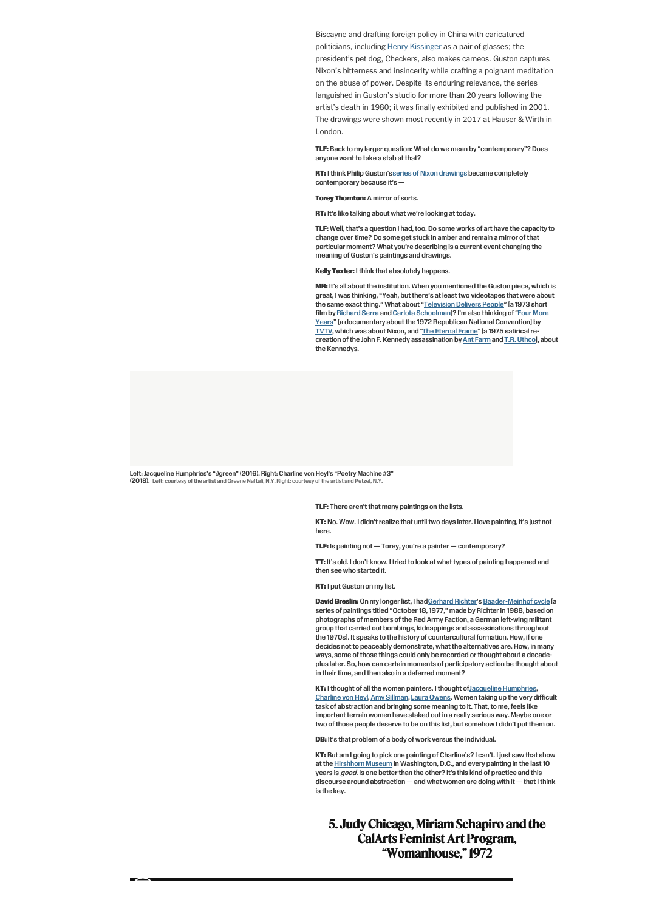Biscayne and drafting foreign policy in China with caricatured politicians, including Henry Kissinger as a pair of glasses; the president's pet dog, Checkers, also makes cameos. Guston captures Nixon's bitterness and insincerity while crafting a poignant meditation on the abuse of power. Despite its enduring relevance, the series languished in Guston's studio for more than 20 years following the artist's death in 1980; it was finally exhibited and published in 2001. The drawings were shown most recently in 2017 at Hauser & Wirth in London.

**TLF:** Back to my larger question: What do we mean by "contemporary"? Does anyone want to take a stab at that?

**RT:** I think Philip Guston's series of Nixon drawings became completely contemporary because it's —

**Torey Thornton:** A mirror of sorts.

**RT:** It's like talking about what we're looking at today.

**TLF:** Well, that's a question I had, too. Do some works of art have the capacity to change over time? Do some get stuck in amber and remain a mirror of that particular moment? What you're describing is a current event changing the meaning of Guston's paintings and drawings.

**Kelly Taxter:** I think that absolutely happens.

**MR:** It's all about the institution. When you mentioned the Guston piece, which is great, I was thinking, "Yeah, but there's at least two videotapes that were about the same exact thing." What about "Television Delivers People" [a 1973 short film by Richard Serra and Carlota Schoolman]? I'm also thinking of "Four More Years" [a documentary about the 1972 Republican National Convention] by TVTV, which was about Nixon, and "The Eternal Frame" [a 1975 satirical re-creation of the John F. Kennedy assassination by Ant Farm and T.R. Uthco], about the Kennedys.

Left: Jacqueline Humphries's ":)green" (2016). Right: Charline von Heyl's "Poetry Machine #3" (2018). Left: courtesy of the artist and Greene Naftali, N.Y. Right: courtesy of the artist and Petzel, N.Y.

**TLF:** There aren't that many paintings on the lists.

**KT:** No. Wow. I didn't realize that until two days later. I love painting, it's just not here.

**TLF:** Is painting not — Torey, you're a painter — contemporary?

**TT:** It's old. I don't know. I tried to look at what types of painting happened and then see who started it.

**RT:** I put Guston on my list.

**David Breslin:** On my longer list, I had Gerhard Richter's Baader-Meinhof cycle [a series of paintings titled "October 18, 1977," made by Richter in 1988, based on photographs of members of the Red Army Faction, a German left-wing militant group that carried out bombings, kidnappings and assassinations throughout the 1970s]. It speaks to the history of countercultural formation. How, if one decides not to peaceably demonstrate, what the alternatives are. How, in many ways, some of those things could only be recorded or thought about a decade-plus later. So, how can certain moments of participatory action be thought about in their time, and then also in a deferred moment?

**KT:** I thought of all the women painters. I thought of Jacqueline Humphries, Charline von Heyl, Amy Sillman, Laura Owens. Women taking up the very difficult task of abstraction and bringing some meaning to it. That, to me, feels like important terrain women have staked out in a really serious way. Maybe one or two of those people deserve to be on this list, but somehow I didn't put them on.

**DB:** It's that problem of a body of work versus the individual.

**KT:** But am I going to pick one painting of Charline's? I can't. I just saw that show at the Hirshhorn Museum in Washington, D.C., and every painting in the last 10 years is *good*. Is one better than the other? It's this kind of practice and this discourse around abstraction — and what women are doing with it — that I think is the key.

## 5. Judy Chicago, Miriam Schapiro and the CalArts Feminist Art Program, "Womanhouse," 1972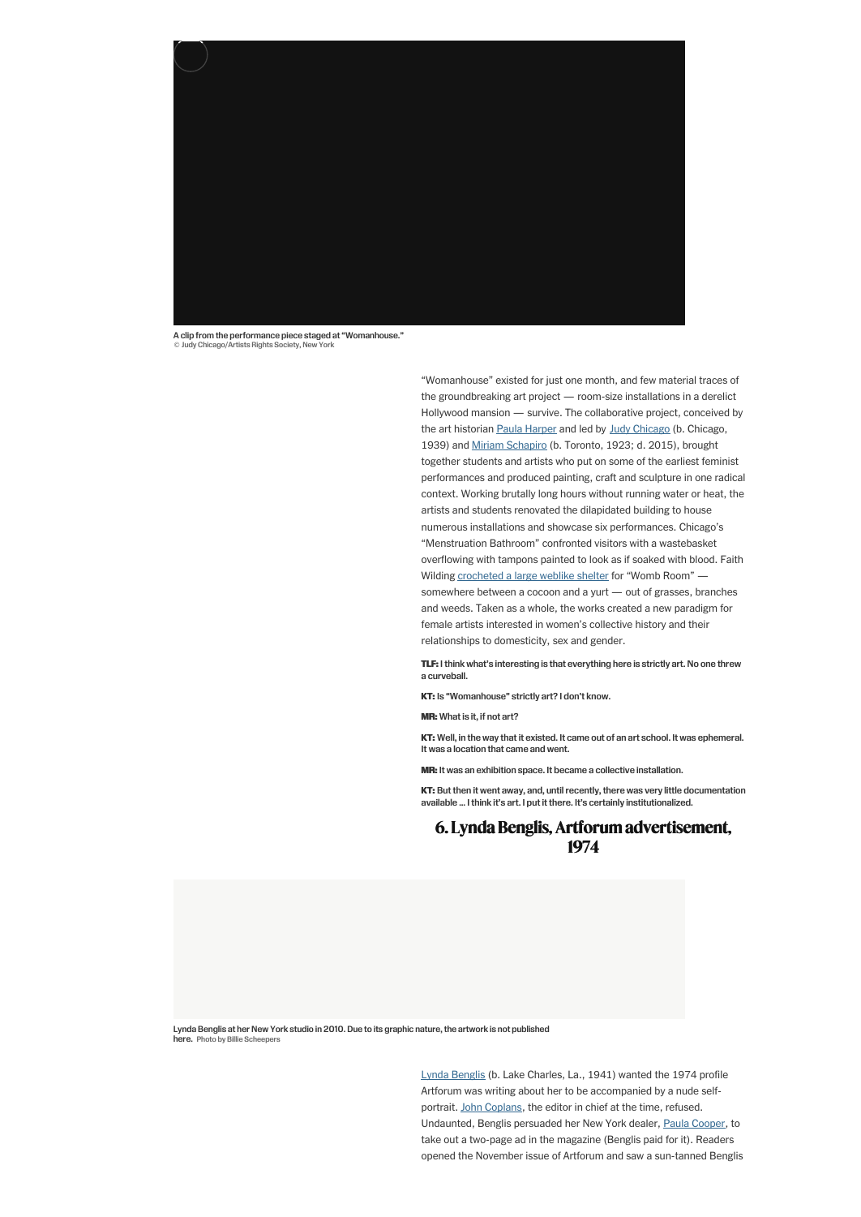A clip from the performance piece staged at "Womanhouse."
© Judy Chicago/Artists Rights Society, New York

"Womanhouse" existed for just one month, and few material traces of the groundbreaking art project — room-size installations in a derelict Hollywood mansion — survive. The collaborative project, conceived by the art historian Paula Harper and led by Judy Chicago (b. Chicago, 1939) and Miriam Schapiro (b. Toronto, 1923; d. 2015), brought together students and artists who put on some of the earliest feminist performances and produced painting, craft and sculpture in one radical context. Working brutally long hours without running water or heat, the artists and students renovated the dilapidated building to house numerous installations and showcase six performances. Chicago's "Menstruation Bathroom" confronted visitors with a wastebasket overflowing with tampons painted to look as if soaked with blood. Faith Wilding crocheted a large weblike shelter for "Womb Room" — somewhere between a cocoon and a yurt — out of grasses, branches and weeds. Taken as a whole, the works created a new paradigm for female artists interested in women's collective history and their relationships to domesticity, sex and gender.

**TLF:** I think what's interesting is that everything here is strictly art. No one threw a curveball.

**KT:** Is "Womanhouse" strictly art? I don't know.

**MR:** What is it, if not art?

**KT:** Well, in the way that it existed. It came out of an art school. It was ephemeral. It was a location that came and went.

**MR:** It was an exhibition space. It became a collective installation.

**KT:** But then it went away, and, until recently, there was very little documentation available ... I think it's art. I put it there. It's certainly institutionalized.

## 6. Lynda Benglis, Artforum advertisement, 1974

Lynda Benglis at her New York studio in 2010. Due to its graphic nature, the artwork is not published here. Photo by Billie Scheepers

Lynda Benglis (b. Lake Charles, La., 1941) wanted the 1974 profile Artforum was writing about her to be accompanied by a nude self-portrait. John Coplans, the editor in chief at the time, refused. Undaunted, Benglis persuaded her New York dealer, Paula Cooper, to take out a two-page ad in the magazine (Benglis paid for it). Readers opened the November issue of Artforum and saw a sun-tanned Benglis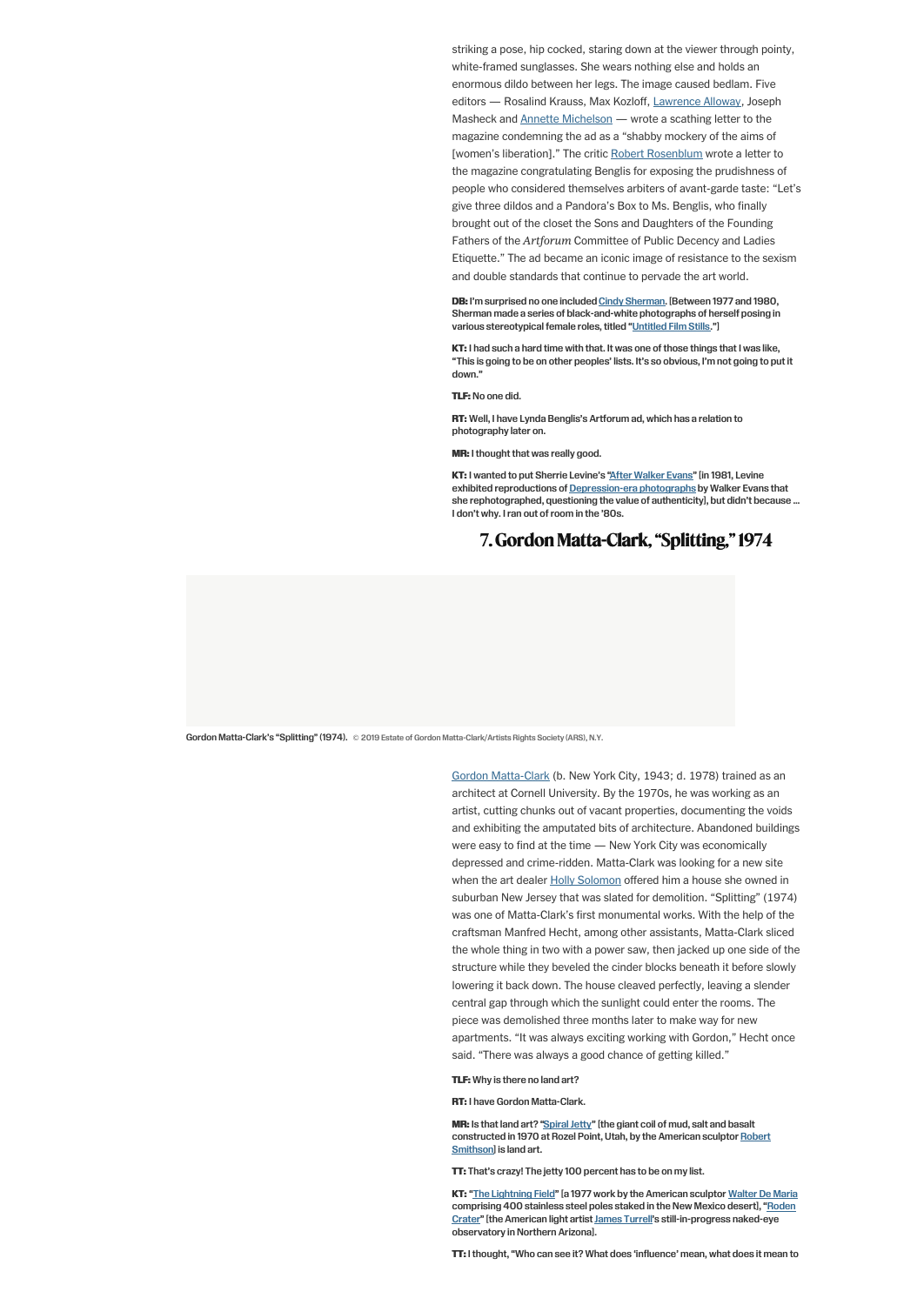striking a pose, hip cocked, staring down at the viewer through pointy, white-framed sunglasses. She wears nothing else and holds an enormous dildo between her legs. The image caused bedlam. Five editors — Rosalind Krauss, Max Kozloff, Lawrence Alloway, Joseph Masheck and Annette Michelson — wrote a scathing letter to the magazine condemning the ad as a "shabby mockery of the aims of [women's liberation]." The critic Robert Rosenblum wrote a letter to the magazine congratulating Benglis for exposing the prudishness of people who considered themselves arbiters of avant-garde taste: "Let's give three dildos and a Pandora's Box to Ms. Benglis, who finally brought out of the closet the Sons and Daughters of the Founding Fathers of the *Artforum* Committee of Public Decency and Ladies Etiquette." The ad became an iconic image of resistance to the sexism and double standards that continue to pervade the art world.

**DB: I'm surprised no one included Cindy Sherman. [Between 1977 and 1980, Sherman made a series of black-and-white photographs of herself posing in various stereotypical female roles, titled "Untitled Film Stills."]**

**KT: I had such a hard time with that. It was one of those things that I was like, "This is going to be on other peoples' lists. It's so obvious, I'm not going to put it down."**

**TLF: No one did.**

**RT: Well, I have Lynda Benglis's Artforum ad, which has a relation to photography later on.**

**MR: I thought that was really good.**

**KT: I wanted to put Sherrie Levine's "After Walker Evans" [in 1981, Levine exhibited reproductions of Depression-era photographs by Walker Evans that she rephotographed, questioning the value of authenticity], but didn't because ... I don't why. I ran out of room in the '80s.**

## 7. Gordon Matta-Clark, "Splitting," 1974

Gordon Matta-Clark's "Splitting" (1974). © 2019 Estate of Gordon Matta-Clark/Artists Rights Society (ARS), N.Y.

Gordon Matta-Clark (b. New York City, 1943; d. 1978) trained as an architect at Cornell University. By the 1970s, he was working as an artist, cutting chunks out of vacant properties, documenting the voids and exhibiting the amputated bits of architecture. Abandoned buildings were easy to find at the time — New York City was economically depressed and crime-ridden. Matta-Clark was looking for a new site when the art dealer Holly Solomon offered him a house she owned in suburban New Jersey that was slated for demolition. "Splitting" (1974) was one of Matta-Clark's first monumental works. With the help of the craftsman Manfred Hecht, among other assistants, Matta-Clark sliced the whole thing in two with a power saw, then jacked up one side of the structure while they beveled the cinder blocks beneath it before slowly lowering it back down. The house cleaved perfectly, leaving a slender central gap through which the sunlight could enter the rooms. The piece was demolished three months later to make way for new apartments. "It was always exciting working with Gordon," Hecht once said. "There was always a good chance of getting killed."

**TLF: Why is there no land art?**

**RT: I have Gordon Matta-Clark.**

**MR: Is that land art? "Spiral Jetty" [the giant coil of mud, salt and basalt constructed in 1970 at Rozel Point, Utah, by the American sculptor Robert Smithson] is land art.**

**TT: That's crazy! The jetty 100 percent has to be on my list.**

**KT: "The Lightning Field" [a 1977 work by the American sculptor Walter De Maria comprising 400 stainless steel poles staked in the New Mexico desert], "Roden Crater" [the American light artist James Turrell's still-in-progress naked-eye observatory in Northern Arizona].**

**TT: I thought, "Who can see it? What does 'influence' mean, what does it mean to**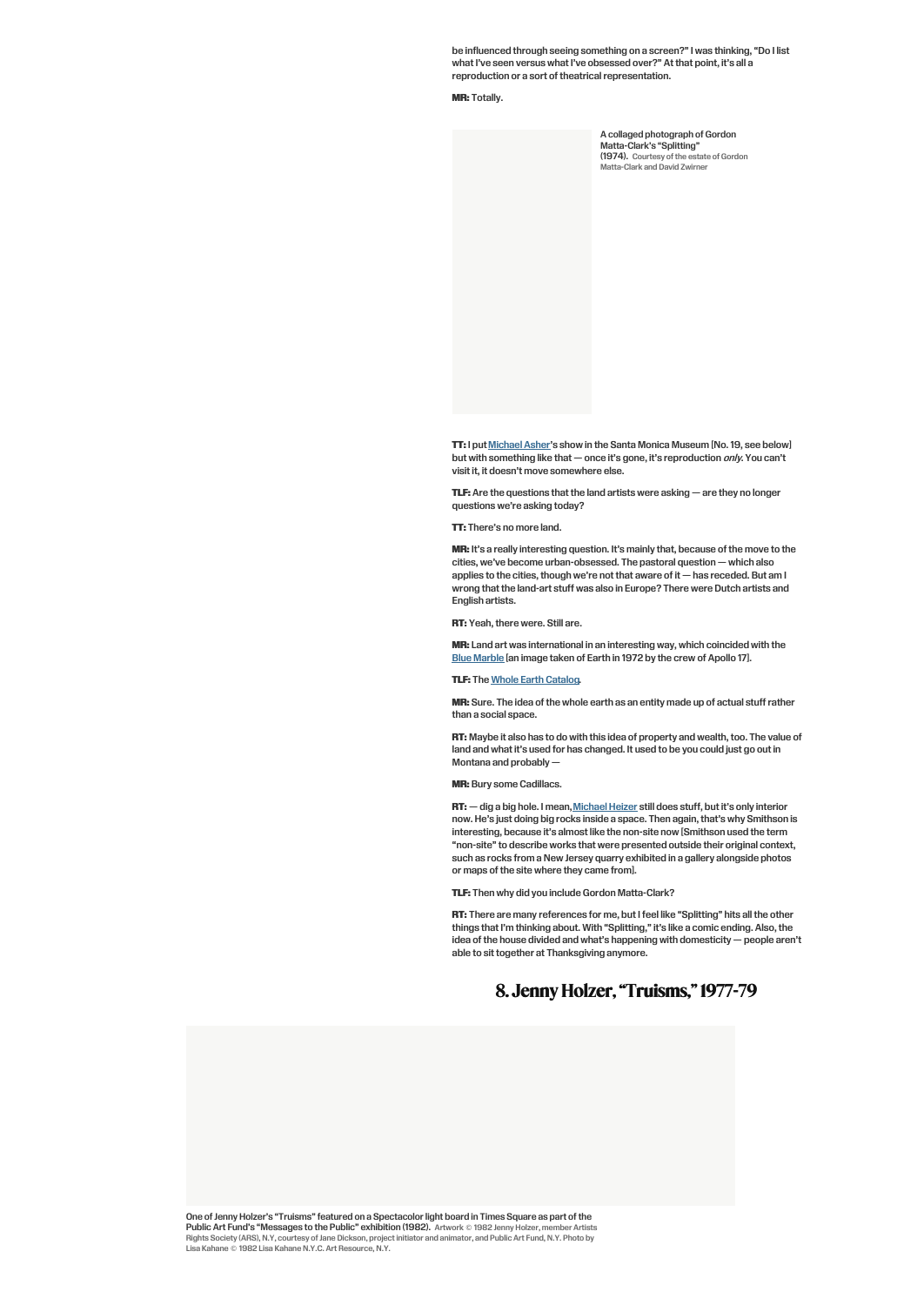be influenced through seeing something on a screen?" I was thinking, "Do I list what I've seen versus what I've obsessed over?" At that point, it's all a reproduction or a sort of theatrical representation.

**MR:** Totally.

A collaged photograph of Gordon Matta-Clark's "Splitting" (1974). Courtesy of the estate of Gordon Matta-Clark and David Zwirner

**TT:** I put Michael Asher's show in the Santa Monica Museum [No. 19, see below] but with something like that — once it's gone, it's reproduction *only*. You can't visit it, it doesn't move somewhere else.

**TLF:** Are the questions that the land artists were asking — are they no longer questions we're asking today?

**TT:** There's no more land.

**MR:** It's a really interesting question. It's mainly that, because of the move to the cities, we've become urban-obsessed. The pastoral question — which also applies to the cities, though we're not that aware of it — has receded. But am I wrong that the land-art stuff was also in Europe? There were Dutch artists and English artists.

**RT:** Yeah, there were. Still are.

**MR:** Land art was international in an interesting way, which coincided with the Blue Marble [an image taken of Earth in 1972 by the crew of Apollo 17].

**TLF:** The Whole Earth Catalog.

**MR:** Sure. The idea of the whole earth as an entity made up of actual stuff rather than a social space.

**RT:** Maybe it also has to do with this idea of property and wealth, too. The value of land and what it's used for has changed. It used to be you could just go out in Montana and probably —

**MR:** Bury some Cadillacs.

**RT:** — dig a big hole. I mean, Michael Heizer still does stuff, but it's only interior now. He's just doing big rocks inside a space. Then again, that's why Smithson is interesting, because it's almost like the non-site now [Smithson used the term "non-site" to describe works that were presented outside their original context, such as rocks from a New Jersey quarry exhibited in a gallery alongside photos or maps of the site where they came from].

**TLF:** Then why did you include Gordon Matta-Clark?

**RT:** There are many references for me, but I feel like "Splitting" hits all the other things that I'm thinking about. With "Splitting," it's like a comic ending. Also, the idea of the house divided and what's happening with domesticity — people aren't able to sit together at Thanksgiving anymore.

## 8. Jenny Holzer, "Truisms," 1977-79

One of Jenny Holzer's "Truisms" featured on a Spectacolor light board in Times Square as part of the Public Art Fund's "Messages to the Public" exhibition (1982). Artwork © 1982 Jenny Holzer, member Artists Rights Society (ARS), N.Y., courtesy of Jane Dickson, project initiator and animator, and Public Art Fund, N.Y. Photo by Lisa Kahane © 1982 Lisa Kahane N.Y.C. Art Resource, N.Y.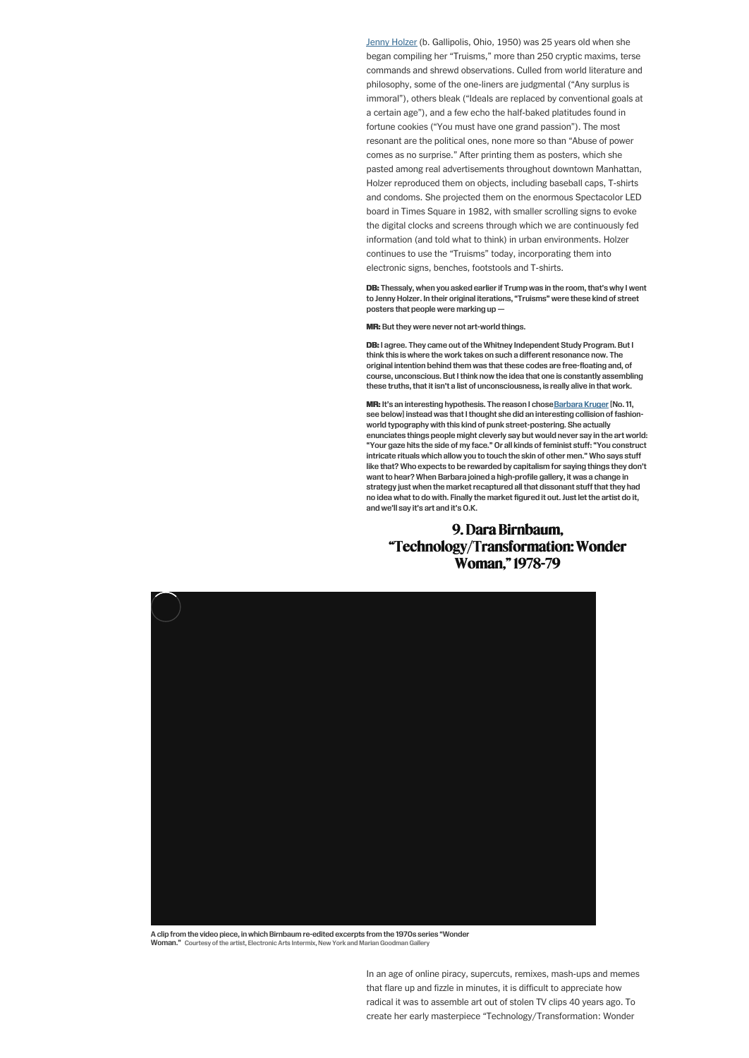Jenny Holzer (b. Gallipolis, Ohio, 1950) was 25 years old when she began compiling her "Truisms," more than 250 cryptic maxims, terse commands and shrewd observations. Culled from world literature and philosophy, some of the one-liners are judgmental ("Any surplus is immoral"), others bleak ("Ideals are replaced by conventional goals at a certain age"), and a few echo the half-baked platitudes found in fortune cookies ("You must have one grand passion"). The most resonant are the political ones, none more so than "Abuse of power comes as no surprise." After printing them as posters, which she pasted among real advertisements throughout downtown Manhattan, Holzer reproduced them on objects, including baseball caps, T-shirts and condoms. She projected them on the enormous Spectacolor LED board in Times Square in 1982, with smaller scrolling signs to evoke the digital clocks and screens through which we are continuously fed information (and told what to think) in urban environments. Holzer continues to use the "Truisms" today, incorporating them into electronic signs, benches, footstools and T-shirts.

**DB:** Thessaly, when you asked earlier if Trump was in the room, that's why I went to Jenny Holzer. In their original iterations, "Truisms" were these kind of street posters that people were marking up —

**MR:** But they were never not art-world things.

**DB:** I agree. They came out of the Whitney Independent Study Program. But I think this is where the work takes on such a different resonance now. The original intention behind them was that these codes are free-floating and, of course, unconscious. But I think now the idea that one is constantly assembling these truths, that it isn't a list of unconsciousness, is really alive in that work.

**MR:** It's an interesting hypothesis. The reason I chose Barbara Kruger [No. 11, see below] instead was that I thought she did an interesting collision of fashion-world typography with this kind of punk street-postering. She actually enunciates things people might cleverly say but would never say in the art world: "Your gaze hits the side of my face." Or all kinds of feminist stuff: "You construct intricate rituals which allow you to touch the skin of other men." Who says stuff like that? Who expects to be rewarded by capitalism for saying things they don't want to hear? When Barbara joined a high-profile gallery, it was a change in strategy just when the market recaptured all that dissonant stuff that they had no idea what to do with. Finally the market figured it out. Just let the artist do it, and we'll say it's art and it's O.K.

## 9. Dara Birnbaum, "Technology/Transformation: Wonder Woman," 1978-79

A clip from the video piece, in which Birnbaum re-edited excerpts from the 1970s series "Wonder Woman." Courtesy of the artist, Electronic Arts Intermix, New York and Marian Goodman Gallery

In an age of online piracy, supercuts, remixes, mash-ups and memes that flare up and fizzle in minutes, it is difficult to appreciate how radical it was to assemble art out of stolen TV clips 40 years ago. To create her early masterpiece "Technology/Transformation: Wonder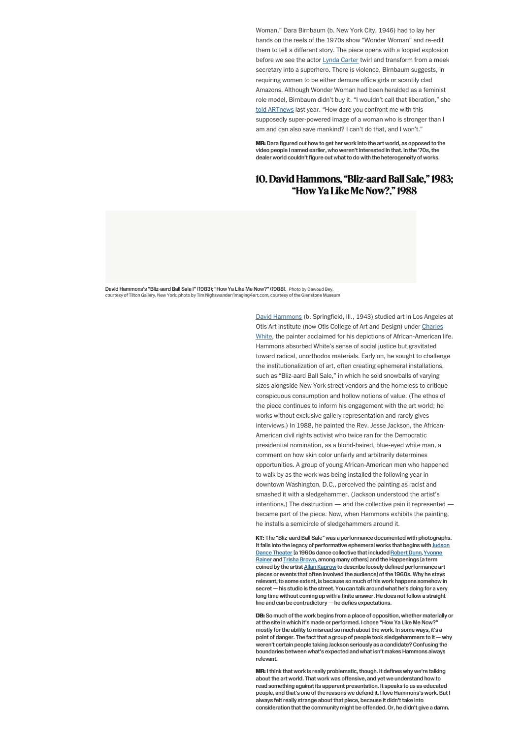Woman," Dara Birnbaum (b. New York City, 1946) had to lay her hands on the reels of the 1970s show "Wonder Woman" and re-edit them to tell a different story. The piece opens with a looped explosion before we see the actor Lynda Carter twirl and transform from a meek secretary into a superhero. There is violence, Birnbaum suggests, in requiring women to be either demure office girls or scantily clad Amazons. Although Wonder Woman had been heralded as a feminist role model, Birnbaum didn't buy it. "I wouldn't call that liberation," she told ARTnews last year. "How dare you confront me with this supposedly super-powered image of a woman who is stronger than I am and can also save mankind? I can't do that, and I won't."

**MR: Dara figured out how to get her work into the art world, as opposed to the video people I named earlier, who weren't interested in that. In the '70s, the dealer world couldn't figure out what to do with the heterogeneity of works.**

## 10. David Hammons, "Bliz-aard Ball Sale," 1983; "How Ya Like Me Now?," 1988

David Hammons's "Bliz-aard Ball Sale I" (1983); "How Ya Like Me Now?" (1988). Photo by Dawoud Bey, courtesy of Tilton Gallery, New York; photo by Tim Nighswander/Imaging4art.com, courtesy of the Glenstone Museum

David Hammons (b. Springfield, Ill., 1943) studied art in Los Angeles at Otis Art Institute (now Otis College of Art and Design) under Charles White, the painter acclaimed for his depictions of African-American life. Hammons absorbed White's sense of social justice but gravitated toward radical, unorthodox materials. Early on, he sought to challenge the institutionalization of art, often creating ephemeral installations, such as "Bliz-aard Ball Sale," in which he sold snowballs of varying sizes alongside New York street vendors and the homeless to critique conspicuous consumption and hollow notions of value. (The ethos of the piece continues to inform his engagement with the art world; he works without exclusive gallery representation and rarely gives interviews.) In 1988, he painted the Rev. Jesse Jackson, the African-American civil rights activist who twice ran for the Democratic presidential nomination, as a blond-haired, blue-eyed white man, a comment on how skin color unfairly and arbitrarily determines opportunities. A group of young African-American men who happened to walk by as the work was being installed the following year in downtown Washington, D.C., perceived the painting as racist and smashed it with a sledgehammer. (Jackson understood the artist's intentions.) The destruction — and the collective pain it represented — became part of the piece. Now, when Hammons exhibits the painting, he installs a semicircle of sledgehammers around it.

**KT: The "Bliz-aard Ball Sale" was a performance documented with photographs. It falls into the legacy of performative ephemeral works that begins with Judson Dance Theater [a 1960s dance collective that included Robert Dunn, Yvonne Rainer and Trisha Brown, among many others] and the Happenings [a term coined by the artist Allan Kaprow to describe loosely defined performance art pieces or events that often involved the audience] of the 1960s. Why he stays relevant, to some extent, is because so much of his work happens somehow in secret — his studio is the street. You can talk around what he's doing for a very long time without coming up with a finite answer. He does not follow a straight line and can be contradictory — he defies expectations.**

**DB: So much of the work begins from a place of opposition, whether materially or at the site in which it's made or performed. I chose "How Ya Like Me Now?" mostly for the ability to misread so much about the work. In some ways, it's a point of danger. The fact that a group of people took sledgehammers to it — why weren't certain people taking Jackson seriously as a candidate? Confusing the boundaries between what's expected and what isn't makes Hammons always relevant.**

**MR: I think that work is really problematic, though. It defines why we're talking about the art world. That work was offensive, and yet we understand how to read something against its apparent presentation. It speaks to us as educated people, and that's one of the reasons we defend it. I love Hammons's work. But I always felt really strange about that piece, because it didn't take into consideration that the community might be offended. Or, he didn't give a damn.**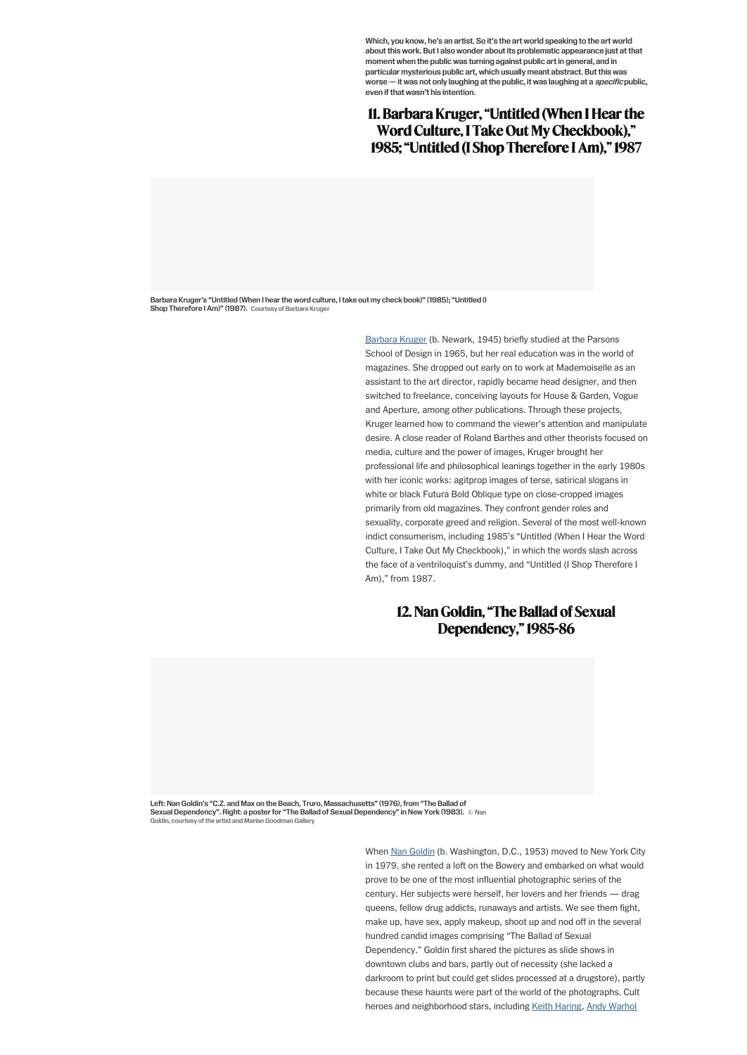Which, you know, he's an artist. So it's the art world speaking to the art world about this work. But I also wonder about its problematic appearance just at that moment when the public was turning against public art in general, and in particular mysterious public art, which usually meant abstract. But this was worse — it was not only laughing at the public, it was laughing at a *specific* public, even if that wasn't his intention.

## 11. Barbara Kruger, "Untitled (When I Hear the Word Culture, I Take Out My Checkbook)," 1985; "Untitled (I Shop Therefore I Am)," 1987

Barbara Kruger's "Untitled (When I hear the word culture, I take out my check book)" (1985); "Untitled (I Shop Therefore I Am)" (1987). Courtesy of Barbara Kruger

Barbara Kruger (b. Newark, 1945) briefly studied at the Parsons School of Design in 1965, but her real education was in the world of magazines. She dropped out early on to work at Mademoiselle as an assistant to the art director, rapidly became head designer, and then switched to freelance, conceiving layouts for House & Garden, Vogue and Aperture, among other publications. Through these projects, Kruger learned how to command the viewer's attention and manipulate desire. A close reader of Roland Barthes and other theorists focused on media, culture and the power of images, Kruger brought her professional life and philosophical leanings together in the early 1980s with her iconic works: agitprop images of terse, satirical slogans in white or black Futura Bold Oblique type on close-cropped images primarily from old magazines. They confront gender roles and sexuality, corporate greed and religion. Several of the most well-known indict consumerism, including 1985's "Untitled (When I Hear the Word Culture, I Take Out My Checkbook)," in which the words slash across the face of a ventriloquist's dummy, and "Untitled (I Shop Therefore I Am)," from 1987.

## 12. Nan Goldin, "The Ballad of Sexual Dependency," 1985-86

Left: Nan Goldin's "C.Z. and Max on the Beach, Truro, Massachusetts" (1976), from "The Ballad of Sexual Dependency". Right: a poster for "The Ballad of Sexual Dependency" in New York (1983). © Nan Goldin, courtesy of the artist and Marian Goodman Gallery

When Nan Goldin (b. Washington, D.C., 1953) moved to New York City in 1979, she rented a loft on the Bowery and embarked on what would prove to be one of the most influential photographic series of the century. Her subjects were herself, her lovers and her friends — drag queens, fellow drug addicts, runaways and artists. We see them fight, make up, have sex, apply makeup, shoot up and nod off in the several hundred candid images comprising "The Ballad of Sexual Dependency." Goldin first shared the pictures as slide shows in downtown clubs and bars, partly out of necessity (she lacked a darkroom to print but could get slides processed at a drugstore), partly because these haunts were part of the world of the photographs. Cult heroes and neighborhood stars, including Keith Haring, Andy Warhol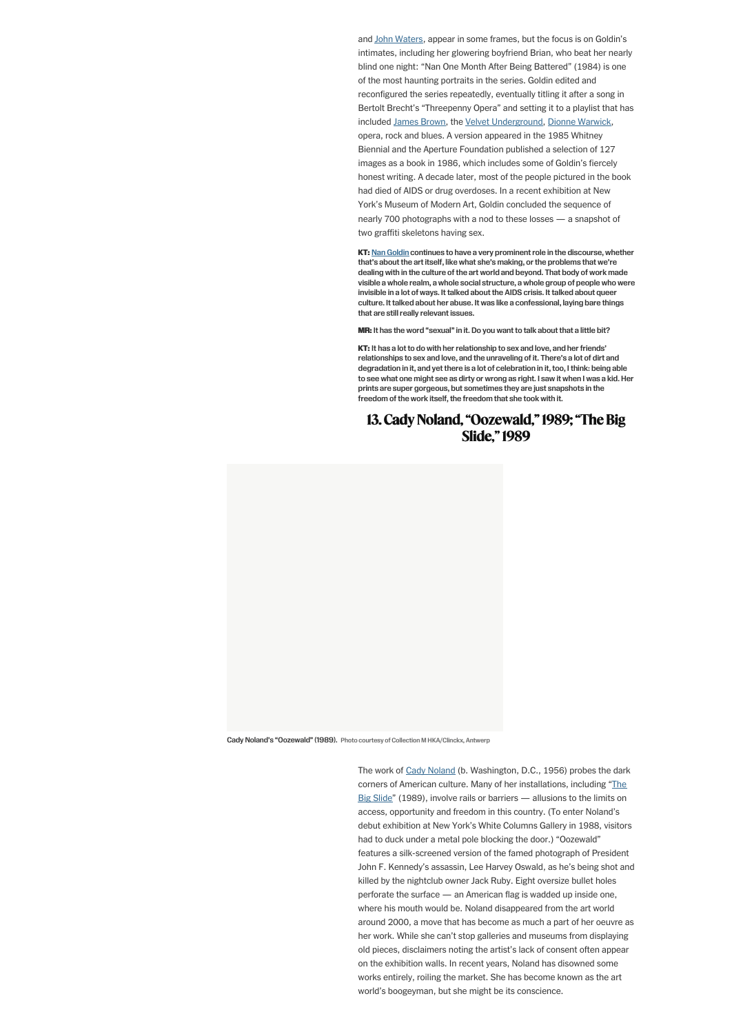and John Waters, appear in some frames, but the focus is on Goldin's intimates, including her glowering boyfriend Brian, who beat her nearly blind one night: "Nan One Month After Being Battered" (1984) is one of the most haunting portraits in the series. Goldin edited and reconfigured the series repeatedly, eventually titling it after a song in Bertolt Brecht's "Threepenny Opera" and setting it to a playlist that has included James Brown, the Velvet Underground, Dionne Warwick, opera, rock and blues. A version appeared in the 1985 Whitney Biennial and the Aperture Foundation published a selection of 127 images as a book in 1986, which includes some of Goldin's fiercely honest writing. A decade later, most of the people pictured in the book had died of AIDS or drug overdoses. In a recent exhibition at New York's Museum of Modern Art, Goldin concluded the sequence of nearly 700 photographs with a nod to these losses — a snapshot of two graffiti skeletons having sex.

**KT: Nan Goldin continues to have a very prominent role in the discourse, whether that's about the art itself, like what she's making, or the problems that we're dealing with in the culture of the art world and beyond. That body of work made visible a whole realm, a whole social structure, a whole group of people who were invisible in a lot of ways. It talked about the AIDS crisis. It talked about queer culture. It talked about her abuse. It was like a confessional, laying bare things that are still really relevant issues.**

**MR: It has the word "sexual" in it. Do you want to talk about that a little bit?**

**KT: It has a lot to do with her relationship to sex and love, and her friends' relationships to sex and love, and the unraveling of it. There's a lot of dirt and degradation in it, and yet there is a lot of celebration in it, too, I think: being able to see what one might see as dirty or wrong as right. I saw it when I was a kid. Her prints are super gorgeous, but sometimes they are just snapshots in the freedom of the work itself, the freedom that she took with it.**

## 13. Cady Noland, "Oozewald," 1989; "The Big Slide," 1989

Cady Noland's "Oozewald" (1989). Photo courtesy of Collection M HKA/Clinckx, Antwerp

The work of Cady Noland (b. Washington, D.C., 1956) probes the dark corners of American culture. Many of her installations, including "The Big Slide" (1989), involve rails or barriers — allusions to the limits on access, opportunity and freedom in this country. (To enter Noland's debut exhibition at New York's White Columns Gallery in 1988, visitors had to duck under a metal pole blocking the door.) "Oozewald" features a silk-screened version of the famed photograph of President John F. Kennedy's assassin, Lee Harvey Oswald, as he's being shot and killed by the nightclub owner Jack Ruby. Eight oversize bullet holes perforate the surface — an American flag is wadded up inside one, where his mouth would be. Noland disappeared from the art world around 2000, a move that has become as much a part of her oeuvre as her work. While she can't stop galleries and museums from displaying old pieces, disclaimers noting the artist's lack of consent often appear on the exhibition walls. In recent years, Noland has disowned some works entirely, roiling the market. She has become known as the art world's boogeyman, but she might be its conscience.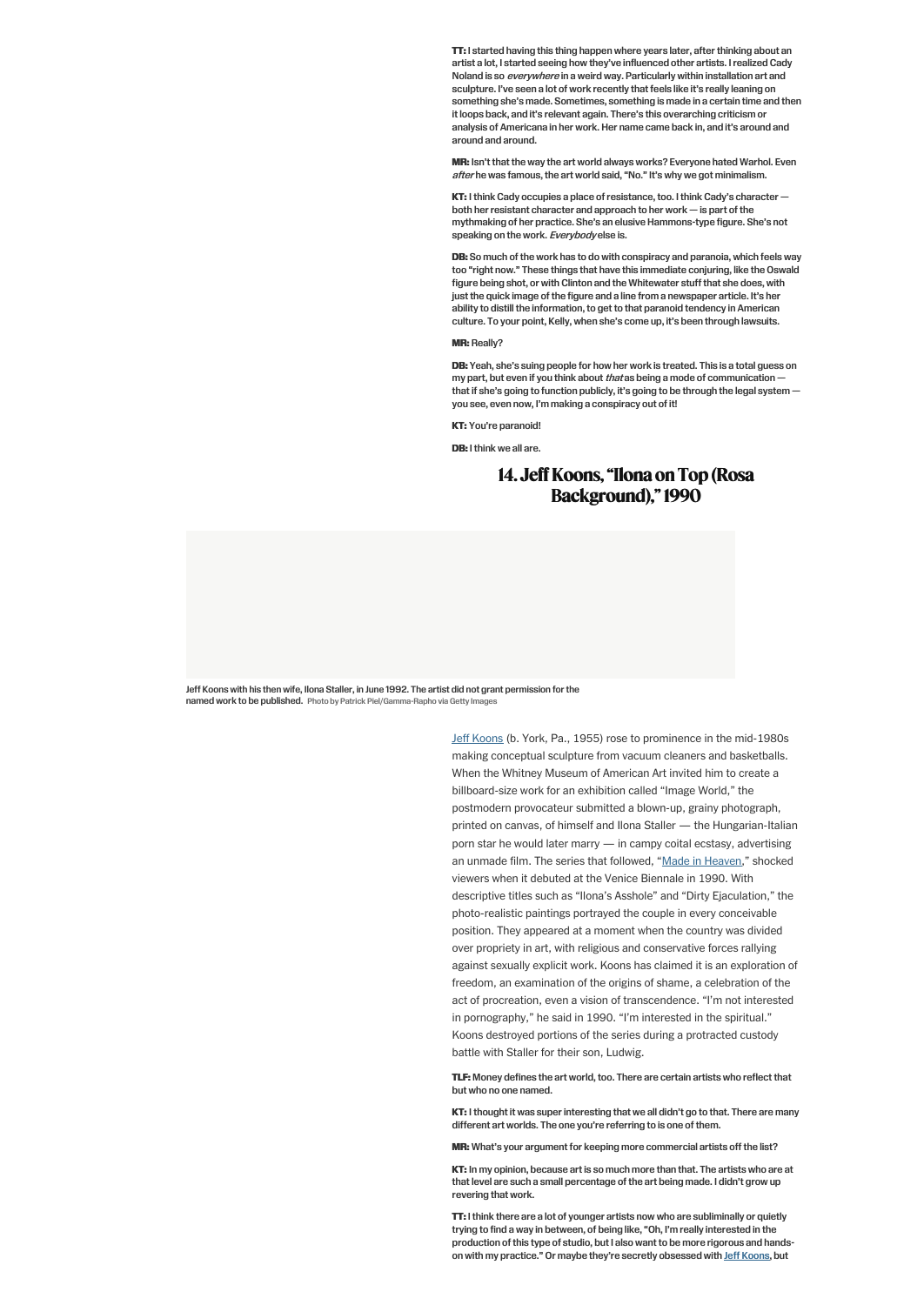**TT:** I started having this thing happen where years later, after thinking about an artist a lot, I started seeing how they've influenced other artists. I realized Cady Noland is so *everywhere* in a weird way. Particularly within installation art and sculpture. I've seen a lot of work recently that feels like it's really leaning on something she's made. Sometimes, something is made in a certain time and then it loops back, and it's relevant again. There's this overarching criticism or analysis of Americana in her work. Her name came back in, and it's around and around and around.

**MR:** Isn't that the way the art world always works? Everyone hated Warhol. Even *after* he was famous, the art world said, "No." It's why we got minimalism.

**KT:** I think Cady occupies a place of resistance, too. I think Cady's character — both her resistant character and approach to her work — is part of the mythmaking of her practice. She's an elusive Hammons-type figure. She's not speaking on the work. *Everybody* else is.

**DB:** So much of the work has to do with conspiracy and paranoia, which feels way too "right now." These things that have this immediate conjuring, like the Oswald figure being shot, or with Clinton and the Whitewater stuff that she does, with just the quick image of the figure and a line from a newspaper article. It's her ability to distill the information, to get to that paranoid tendency in American culture. To your point, Kelly, when she's come up, it's been through lawsuits.

**MR:** Really?

**DB:** Yeah, she's suing people for how her work is treated. This is a total guess on my part, but even if you think about *that* as being a mode of communication — that if she's going to function publicly, it's going to be through the legal system — you see, even now, I'm making a conspiracy out of it!

**KT:** You're paranoid!

**DB:** I think we all are.

## 14. Jeff Koons, "Ilona on Top (Rosa Background)," 1990

Jeff Koons with his then wife, Ilona Staller, in June 1992. The artist did not grant permission for the named work to be published. Photo by Patrick Piel/Gamma-Rapho via Getty Images

Jeff Koons (b. York, Pa., 1955) rose to prominence in the mid-1980s making conceptual sculpture from vacuum cleaners and basketballs. When the Whitney Museum of American Art invited him to create a billboard-size work for an exhibition called "Image World," the postmodern provocateur submitted a blown-up, grainy photograph, printed on canvas, of himself and Ilona Staller — the Hungarian-Italian porn star he would later marry — in campy coital ecstasy, advertising an unmade film. The series that followed, "Made in Heaven," shocked viewers when it debuted at the Venice Biennale in 1990. With descriptive titles such as "Ilona's Asshole" and "Dirty Ejaculation," the photo-realistic paintings portrayed the couple in every conceivable position. They appeared at a moment when the country was divided over propriety in art, with religious and conservative forces rallying against sexually explicit work. Koons has claimed it is an exploration of freedom, an examination of the origins of shame, a celebration of the act of procreation, even a vision of transcendence. "I'm not interested in pornography," he said in 1990. "I'm interested in the spiritual." Koons destroyed portions of the series during a protracted custody battle with Staller for their son, Ludwig.

**TLF:** Money defines the art world, too. There are certain artists who reflect that but who no one named.

**KT:** I thought it was super interesting that we all didn't go to that. There are many different art worlds. The one you're referring to is one of them.

**MR:** What's your argument for keeping more commercial artists off the list?

**KT:** In my opinion, because art is so much more than that. The artists who are at that level are such a small percentage of the art being made. I didn't grow up revering that work.

**TT:** I think there are a lot of younger artists now who are subliminally or quietly trying to find a way in between, of being like, "Oh, I'm really interested in the production of this type of studio, but I also want to be more rigorous and hands-on with my practice." Or maybe they're secretly obsessed with Jeff Koons, but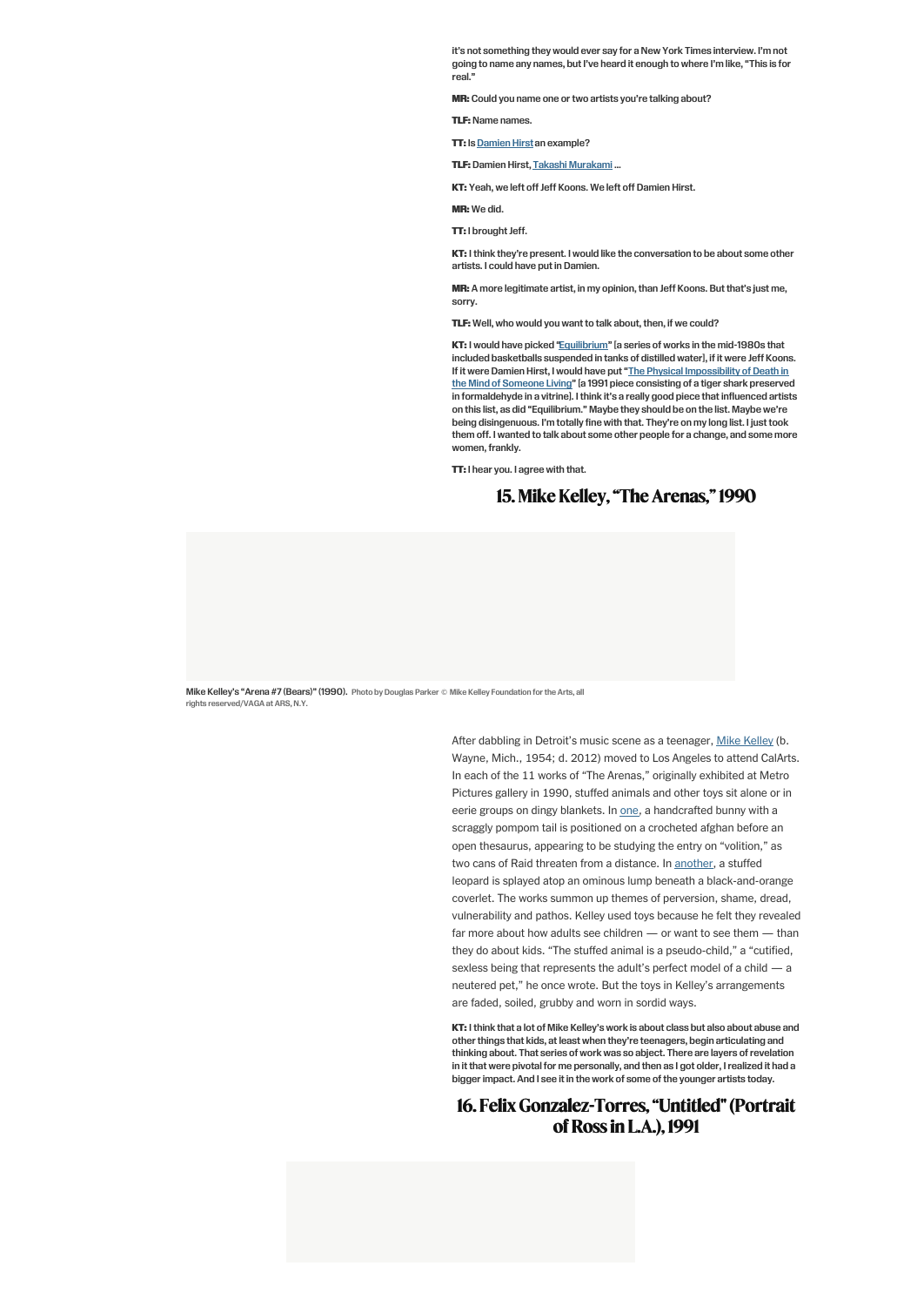it's not something they would ever say for a New York Times interview. I'm not going to name any names, but I've heard it enough to where I'm like, "This is for real."

**MR:** Could you name one or two artists you're talking about?

**TLF:** Name names.

**TT:** Is Damien Hirst an example?

**TLF:** Damien Hirst, Takashi Murakami …

**KT:** Yeah, we left off Jeff Koons. We left off Damien Hirst.

**MR:** We did.

**TT:** I brought Jeff.

**KT:** I think they're present. I would like the conversation to be about some other artists. I could have put in Damien.

**MR:** A more legitimate artist, in my opinion, than Jeff Koons. But that's just me, sorry.

**TLF:** Well, who would you want to talk about, then, if we could?

**KT:** I would have picked "Equilibrium" [a series of works in the mid-1980s that included basketballs suspended in tanks of distilled water], if it were Jeff Koons. If it were Damien Hirst, I would have put "The Physical Impossibility of Death in the Mind of Someone Living" [a 1991 piece consisting of a tiger shark preserved in formaldehyde in a vitrine]. I think it's a really good piece that influenced artists on this list, as did "Equilibrium." Maybe they should be on the list. Maybe we're being disingenuous. I'm totally fine with that. They're on my long list. I just took them off. I wanted to talk about some other people for a change, and some more women, frankly.

**TT:** I hear you. I agree with that.

## 15. Mike Kelley, "The Arenas," 1990

Mike Kelley's "Arena #7 (Bears)" (1990). Photo by Douglas Parker © Mike Kelley Foundation for the Arts, all rights reserved/VAGA at ARS, N.Y.

After dabbling in Detroit's music scene as a teenager, Mike Kelley (b. Wayne, Mich., 1954; d. 2012) moved to Los Angeles to attend CalArts. In each of the 11 works of "The Arenas," originally exhibited at Metro Pictures gallery in 1990, stuffed animals and other toys sit alone or in eerie groups on dingy blankets. In one, a handcrafted bunny with a scraggly pompom tail is positioned on a crocheted afghan before an open thesaurus, appearing to be studying the entry on "volition," as two cans of Raid threaten from a distance. In another, a stuffed leopard is splayed atop an ominous lump beneath a black-and-orange coverlet. The works summon up themes of perversion, shame, dread, vulnerability and pathos. Kelley used toys because he felt they revealed far more about how adults see children — or want to see them — than they do about kids. "The stuffed animal is a pseudo-child," a "cutified, sexless being that represents the adult's perfect model of a child — a neutered pet," he once wrote. But the toys in Kelley's arrangements are faded, soiled, grubby and worn in sordid ways.

**KT:** I think that a lot of Mike Kelley's work is about class but also about abuse and other things that kids, at least when they're teenagers, begin articulating and thinking about. That series of work was so abject. There are layers of revelation in it that were pivotal for me personally, and then as I got older, I realized it had a bigger impact. And I see it in the work of some of the younger artists today.

## 16. Felix Gonzalez-Torres, "Untitled" (Portrait of Ross in L.A.), 1991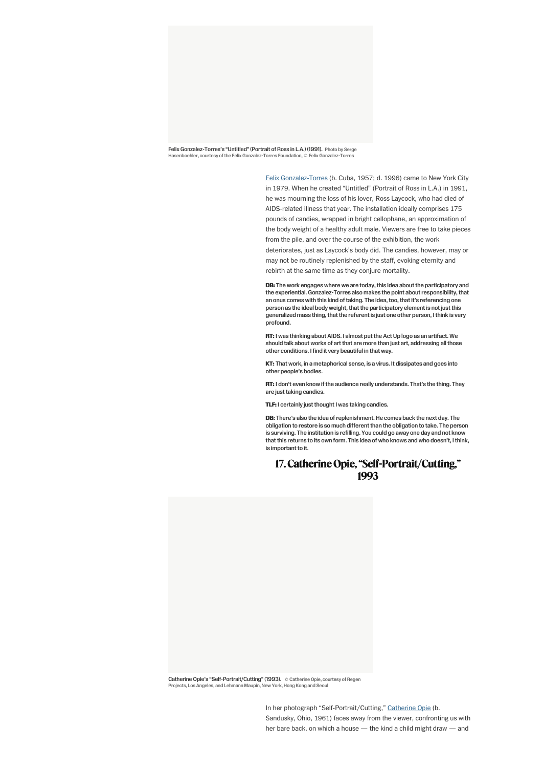Felix Gonzalez-Torres's "Untitled" (Portrait of Ross in L.A.) (1991). Photo by Serge Hasenboehler, courtesy of the Felix Gonzalez-Torres Foundation, © Felix Gonzalez-Torres

Felix Gonzalez-Torres (b. Cuba, 1957; d. 1996) came to New York City in 1979. When he created "Untitled" (Portrait of Ross in L.A.) in 1991, he was mourning the loss of his lover, Ross Laycock, who had died of AIDS-related illness that year. The installation ideally comprises 175 pounds of candies, wrapped in bright cellophane, an approximation of the body weight of a healthy adult male. Viewers are free to take pieces from the pile, and over the course of the exhibition, the work deteriorates, just as Laycock's body did. The candies, however, may or may not be routinely replenished by the staff, evoking eternity and rebirth at the same time as they conjure mortality.

**DB: The work engages where we are today, this idea about the participatory and the experiential. Gonzalez-Torres also makes the point about responsibility, that an onus comes with this kind of taking. The idea, too, that it's referencing one person as the ideal body weight, that the participatory element is not just this generalized mass thing, that the referent is just one other person, I think is very profound.**

**RT: I was thinking about AIDS. I almost put the Act Up logo as an artifact. We should talk about works of art that are more than just art, addressing all those other conditions. I find it very beautiful in that way.**

**KT: That work, in a metaphorical sense, is a virus. It dissipates and goes into other people's bodies.**

**RT: I don't even know if the audience really understands. That's the thing. They are just taking candies.**

**TLF: I certainly just thought I was taking candies.**

**DB: There's also the idea of replenishment. He comes back the next day. The obligation to restore is so much different than the obligation to take. The person is surviving. The institution is refilling. You could go away one day and not know that this returns to its own form. This idea of who knows and who doesn't, I think, is important to it.**

## 17. Catherine Opie, "Self-Portrait/Cutting," 1993

Catherine Opie's "Self-Portrait/Cutting" (1993). © Catherine Opie, courtesy of Regen Projects, Los Angeles, and Lehmann Maupin, New York, Hong Kong and Seoul

In her photograph "Self-Portrait/Cutting," Catherine Opie (b. Sandusky, Ohio, 1961) faces away from the viewer, confronting us with her bare back, on which a house — the kind a child might draw — and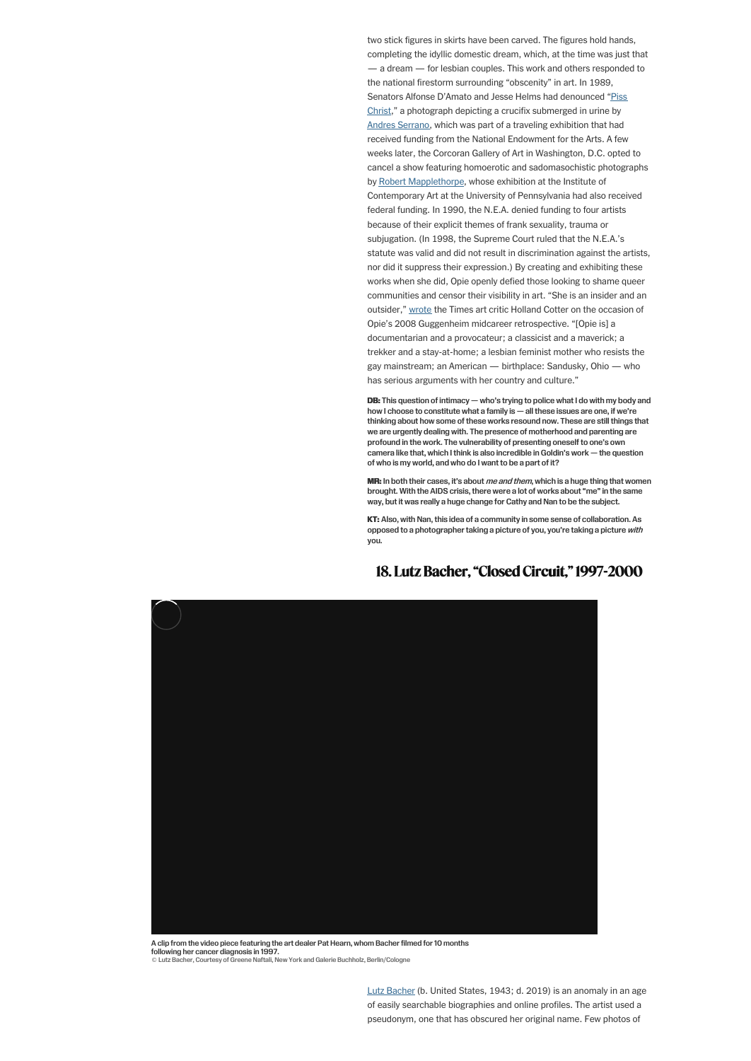two stick figures in skirts have been carved. The figures hold hands, completing the idyllic domestic dream, which, at the time was just that — a dream — for lesbian couples. This work and others responded to the national firestorm surrounding "obscenity" in art. In 1989, Senators Alfonse D'Amato and Jesse Helms had denounced "Piss Christ," a photograph depicting a crucifix submerged in urine by Andres Serrano, which was part of a traveling exhibition that had received funding from the National Endowment for the Arts. A few weeks later, the Corcoran Gallery of Art in Washington, D.C. opted to cancel a show featuring homoerotic and sadomasochistic photographs by Robert Mapplethorpe, whose exhibition at the Institute of Contemporary Art at the University of Pennsylvania had also received federal funding. In 1990, the N.E.A. denied funding to four artists because of their explicit themes of frank sexuality, trauma or subjugation. (In 1998, the Supreme Court ruled that the N.E.A.'s statute was valid and did not result in discrimination against the artists, nor did it suppress their expression.) By creating and exhibiting these works when she did, Opie openly defied those looking to shame queer communities and censor their visibility in art. "She is an insider and an outsider," wrote the Times art critic Holland Cotter on the occasion of Opie's 2008 Guggenheim midcareer retrospective. "[Opie is] a documentarian and a provocateur; a classicist and a maverick; a trekker and a stay-at-home; a lesbian feminist mother who resists the gay mainstream; an American — birthplace: Sandusky, Ohio — who has serious arguments with her country and culture."

**DB: This question of intimacy — who's trying to police what I do with my body and how I choose to constitute what a family is — all these issues are one, if we're thinking about how some of these works resound now. These are still things that we are urgently dealing with. The presence of motherhood and parenting are profound in the work. The vulnerability of presenting oneself to one's own camera like that, which I think is also incredible in Goldin's work — the question of who is my world, and who do I want to be a part of it?**

**MR: In both their cases, it's about *me and them*, which is a huge thing that women brought. With the AIDS crisis, there were a lot of works about "me" in the same way, but it was really a huge change for Cathy and Nan to be the subject.**

**KT: Also, with Nan, this idea of a community in some sense of collaboration. As opposed to a photographer taking a picture of you, you're taking a picture *with* you.**

## 18. Lutz Bacher, "Closed Circuit," 1997-2000

A clip from the video piece featuring the art dealer Pat Hearn, whom Bacher filmed for 10 months following her cancer diagnosis in 1997.
© Lutz Bacher, Courtesy of Greene Naftali, New York and Galerie Buchholz, Berlin/Cologne

Lutz Bacher (b. United States, 1943; d. 2019) is an anomaly in an age of easily searchable biographies and online profiles. The artist used a pseudonym, one that has obscured her original name. Few photos of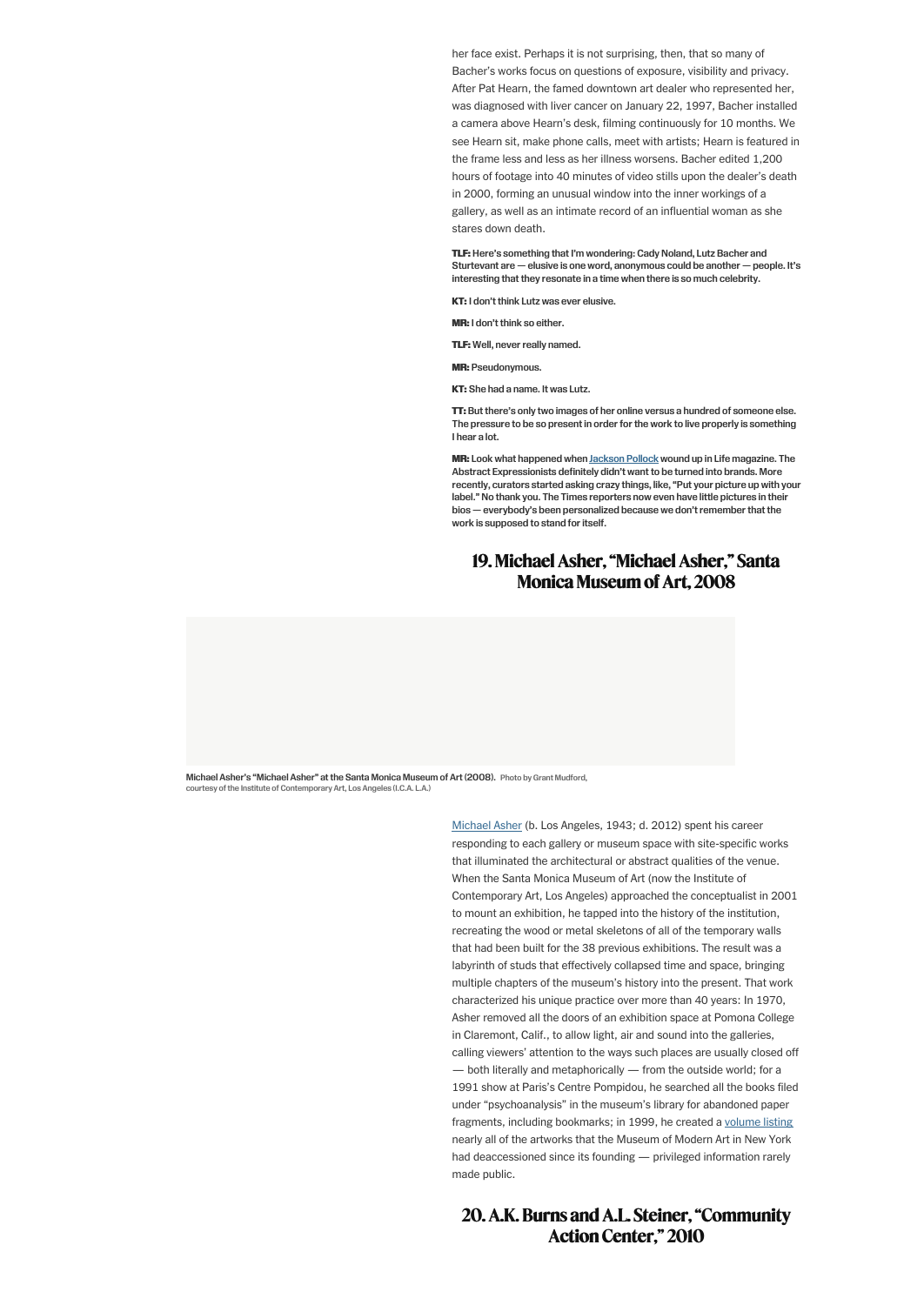her face exist. Perhaps it is not surprising, then, that so many of Bacher's works focus on questions of exposure, visibility and privacy. After Pat Hearn, the famed downtown art dealer who represented her, was diagnosed with liver cancer on January 22, 1997, Bacher installed a camera above Hearn's desk, filming continuously for 10 months. We see Hearn sit, make phone calls, meet with artists; Hearn is featured in the frame less and less as her illness worsens. Bacher edited 1,200 hours of footage into 40 minutes of video stills upon the dealer's death in 2000, forming an unusual window into the inner workings of a gallery, as well as an intimate record of an influential woman as she stares down death.

**TLF: Here's something that I'm wondering: Cady Noland, Lutz Bacher and Sturtevant are — elusive is one word, anonymous could be another — people. It's interesting that they resonate in a time when there is so much celebrity.**

**KT: I don't think Lutz was ever elusive.**

**MR: I don't think so either.**

**TLF: Well, never really named.**

**MR: Pseudonymous.**

**KT: She had a name. It was Lutz.**

**TT: But there's only two images of her online versus a hundred of someone else. The pressure to be so present in order for the work to live properly is something I hear a lot.**

**MR: Look what happened when Jackson Pollock wound up in Life magazine. The Abstract Expressionists definitely didn't want to be turned into brands. More recently, curators started asking crazy things, like, "Put your picture up with your label." No thank you. The Times reporters now even have little pictures in their bios — everybody's been personalized because we don't remember that the work is supposed to stand for itself.**

## 19. Michael Asher, "Michael Asher," Santa Monica Museum of Art, 2008

**Michael Asher's "Michael Asher" at the Santa Monica Museum of Art (2008).** Photo by Grant Mudford, courtesy of the Institute of Contemporary Art, Los Angeles (I.C.A. L.A.)

Michael Asher (b. Los Angeles, 1943; d. 2012) spent his career responding to each gallery or museum space with site-specific works that illuminated the architectural or abstract qualities of the venue. When the Santa Monica Museum of Art (now the Institute of Contemporary Art, Los Angeles) approached the conceptualist in 2001 to mount an exhibition, he tapped into the history of the institution, recreating the wood or metal skeletons of all of the temporary walls that had been built for the 38 previous exhibitions. The result was a labyrinth of studs that effectively collapsed time and space, bringing multiple chapters of the museum's history into the present. That work characterized his unique practice over more than 40 years: In 1970, Asher removed all the doors of an exhibition space at Pomona College in Claremont, Calif., to allow light, air and sound into the galleries, calling viewers' attention to the ways such places are usually closed off — both literally and metaphorically — from the outside world; for a 1991 show at Paris's Centre Pompidou, he searched all the books filed under "psychoanalysis" in the museum's library for abandoned paper fragments, including bookmarks; in 1999, he created a volume listing nearly all of the artworks that the Museum of Modern Art in New York had deaccessioned since its founding — privileged information rarely made public.

## 20. A.K. Burns and A.L. Steiner, "Community Action Center," 2010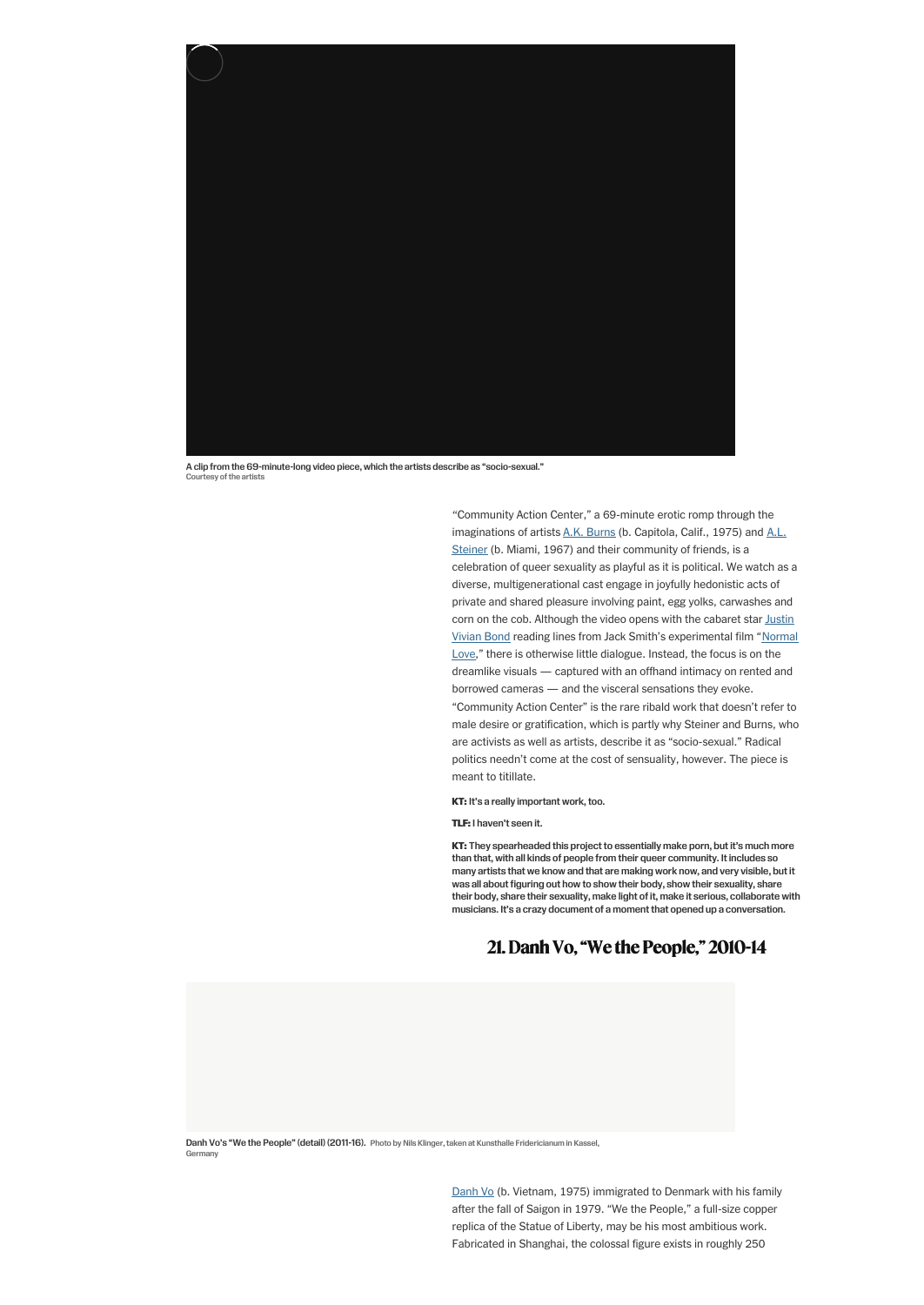A clip from the 69-minute-long video piece, which the artists describe as "socio-sexual."
Courtesy of the artists

"Community Action Center," a 69-minute erotic romp through the imaginations of artists A.K. Burns (b. Capitola, Calif., 1975) and A.L. Steiner (b. Miami, 1967) and their community of friends, is a celebration of queer sexuality as playful as it is political. We watch as a diverse, multigenerational cast engage in joyfully hedonistic acts of private and shared pleasure involving paint, egg yolks, carwashes and corn on the cob. Although the video opens with the cabaret star Justin Vivian Bond reading lines from Jack Smith's experimental film "Normal Love," there is otherwise little dialogue. Instead, the focus is on the dreamlike visuals — captured with an offhand intimacy on rented and borrowed cameras — and the visceral sensations they evoke. "Community Action Center" is the rare ribald work that doesn't refer to male desire or gratification, which is partly why Steiner and Burns, who are activists as well as artists, describe it as "socio-sexual." Radical politics needn't come at the cost of sensuality, however. The piece is meant to titillate.

**KT:** It's a really important work, too.

**TLF:** I haven't seen it.

**KT:** They spearheaded this project to essentially make porn, but it's much more than that, with all kinds of people from their queer community. It includes so many artists that we know and that are making work now, and very visible, but it was all about figuring out how to show their body, show their sexuality, share their body, share their sexuality, make light of it, make it serious, collaborate with musicians. It's a crazy document of a moment that opened up a conversation.

## 21. Danh Vo, "We the People," 2010-14

Danh Vo's "We the People" (detail) (2011-16). Photo by Nils Klinger, taken at Kunsthalle Fridericianum in Kassel, Germany

Danh Vo (b. Vietnam, 1975) immigrated to Denmark with his family after the fall of Saigon in 1979. "We the People," a full-size copper replica of the Statue of Liberty, may be his most ambitious work. Fabricated in Shanghai, the colossal figure exists in roughly 250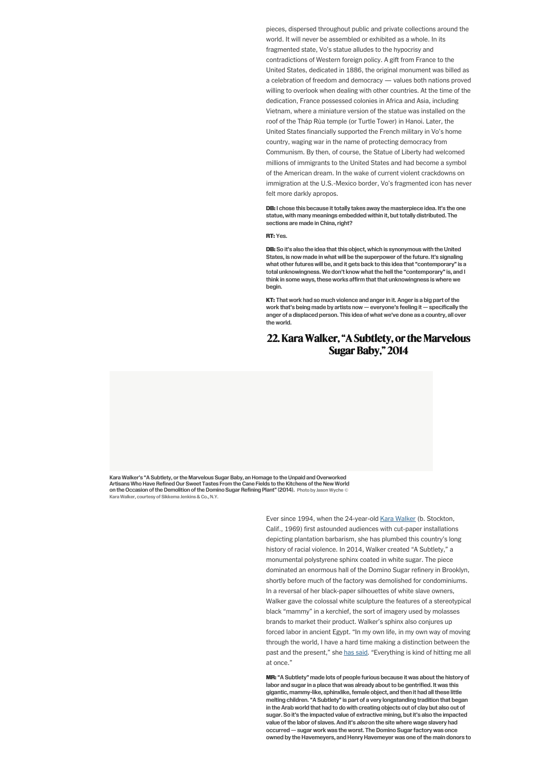pieces, dispersed throughout public and private collections around the world. It will never be assembled or exhibited as a whole. In its fragmented state, Vo's statue alludes to the hypocrisy and contradictions of Western foreign policy. A gift from France to the United States, dedicated in 1886, the original monument was billed as a celebration of freedom and democracy — values both nations proved willing to overlook when dealing with other countries. At the time of the dedication, France possessed colonies in Africa and Asia, including Vietnam, where a miniature version of the statue was installed on the roof of the Tháp Rùa temple (or Turtle Tower) in Hanoi. Later, the United States financially supported the French military in Vo's home country, waging war in the name of protecting democracy from Communism. By then, of course, the Statue of Liberty had welcomed millions of immigrants to the United States and had become a symbol of the American dream. In the wake of current violent crackdowns on immigration at the U.S.-Mexico border, Vo's fragmented icon has never felt more darkly apropos.

**DB: I chose this because it totally takes away the masterpiece idea. It's the one statue, with many meanings embedded within it, but totally distributed. The sections are made in China, right?**

**RT: Yes.**

**DB: So it's also the idea that this object, which is synonymous with the United States, is now made in what will be the superpower of the future. It's signaling what other futures will be, and it gets back to this idea that "contemporary" is a total unknowingness. We don't know what the hell the "contemporary" is, and I think in some ways, these works affirm that that unknowingness is where we begin.**

**KT: That work had so much violence and anger in it. Anger is a big part of the work that's being made by artists now — everyone's feeling it — specifically the anger of a displaced person. This idea of what we've done as a country, all over the world.**

## 22. Kara Walker, "A Subtlety, or the Marvelous Sugar Baby," 2014

Kara Walker's "A Subtlety, or the Marvelous Sugar Baby, an Homage to the Unpaid and Overworked Artisans Who Have Refined Our Sweet Tastes From the Cane Fields to the Kitchens of the New World on the Occasion of the Demolition of the Domino Sugar Refining Plant" (2014). Photo by Jason Wyche © Kara Walker, courtesy of Sikkema Jenkins & Co., N.Y.

Ever since 1994, when the 24-year-old Kara Walker (b. Stockton, Calif., 1969) first astounded audiences with cut-paper installations depicting plantation barbarism, she has plumbed this country's long history of racial violence. In 2014, Walker created "A Subtlety," a monumental polystyrene sphinx coated in white sugar. The piece dominated an enormous hall of the Domino Sugar refinery in Brooklyn, shortly before much of the factory was demolished for condominiums. In a reversal of her black-paper silhouettes of white slave owners, Walker gave the colossal white sculpture the features of a stereotypical black "mammy" in a kerchief, the sort of imagery used by molasses brands to market their product. Walker's sphinx also conjures up forced labor in ancient Egypt. "In my own life, in my own way of moving through the world, I have a hard time making a distinction between the past and the present," she has said. "Everything is kind of hitting me all at once."

**MR: "A Subtlety" made lots of people furious because it was about the history of labor and sugar in a place that was already about to be gentrified. It was this gigantic, mammy-like, sphinxlike, female object, and then it had all these little melting children. "A Subtlety" is part of a very longstanding tradition that began in the Arab world that had to do with creating objects out of clay but also out of sugar. So it's the impacted value of extractive mining, but it's also the impacted value of the labor of slaves. And it's *also* on the site where wage slavery had occurred — sugar work was the worst. The Domino Sugar factory was once owned by the Havemeyers, and Henry Havemeyer was one of the main donors to**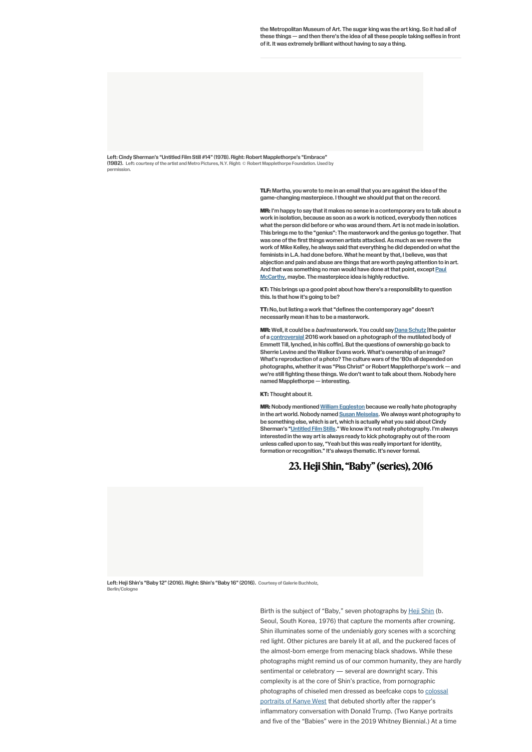the Metropolitan Museum of Art. The sugar king was the art king. So it had all of these things — and then there's the idea of all these people taking selfies in front of it. It was extremely brilliant without having to say a thing.

Left: Cindy Sherman's "Untitled Film Still #14" (1978). Right: Robert Mapplethorpe's "Embrace" (1982). Left: courtesy of the artist and Metro Pictures, N.Y. Right: © Robert Mapplethorpe Foundation. Used by permission.

**TLF:** Martha, you wrote to me in an email that you are against the idea of the game-changing masterpiece. I thought we should put that on the record.

**MR:** I'm happy to say that it makes no sense in a contemporary era to talk about a work in isolation, because as soon as a work is noticed, everybody then notices what the person did before or who was around them. Art is not made in isolation. This brings me to the "genius": The masterwork and the genius go together. That was one of the first things women artists attacked. As much as we revere the work of Mike Kelley, he always said that everything he did depended on what the feminists in L.A. had done before. What he meant by that, I believe, was that abjection and pain and abuse are things that are worth paying attention to in art. And that was something no man would have done at that point, except Paul McCarthy, maybe. The masterpiece idea is highly reductive.

**KT:** This brings up a good point about how there's a responsibility to question this. Is that how it's going to be?

**TT:** No, but listing a work that "defines the contemporary age" doesn't necessarily mean it has to be a masterwork.

**MR:** Well, it could be a *bad* masterwork. You could say Dana Schutz [the painter of a controversial 2016 work based on a photograph of the mutilated body of Emmett Till, lynched, in his coffin]. But the questions of ownership go back to Sherrie Levine and the Walker Evans work. What's ownership of an image? What's reproduction of a photo? The culture wars of the '80s all depended on photographs, whether it was "Piss Christ" or Robert Mapplethorpe's work — and we're still fighting these things. We don't want to talk about them. Nobody here named Mapplethorpe — interesting.

**KT:** Thought about it.

**MR:** Nobody mentioned William Eggleston because we really hate photography in the art world. Nobody named Susan Meiselas. We always want photography to be something else, which is art, which is actually what you said about Cindy Sherman's "Untitled Film Stills." We know it's not really photography. I'm always interested in the way art is always ready to kick photography out of the room unless called upon to say, "Yeah but this was really important for identity, formation or recognition." It's always thematic. It's never formal.

## 23. Heji Shin, "Baby" (series), 2016

Left: Heji Shin's "Baby 12" (2016). Right: Shin's "Baby 16" (2016). Courtesy of Galerie Buchholz, Berlin/Cologne

Birth is the subject of "Baby," seven photographs by Heji Shin (b. Seoul, South Korea, 1976) that capture the moments after crowning. Shin illuminates some of the undeniably gory scenes with a scorching red light. Other pictures are barely lit at all, and the puckered faces of the almost-born emerge from menacing black shadows. While these photographs might remind us of our common humanity, they are hardly sentimental or celebratory — several are downright scary. This complexity is at the core of Shin's practice, from pornographic photographs of chiseled men dressed as beefcake cops to colossal portraits of Kanye West that debuted shortly after the rapper's inflammatory conversation with Donald Trump. (Two Kanye portraits and five of the "Babies" were in the 2019 Whitney Biennial.) At a time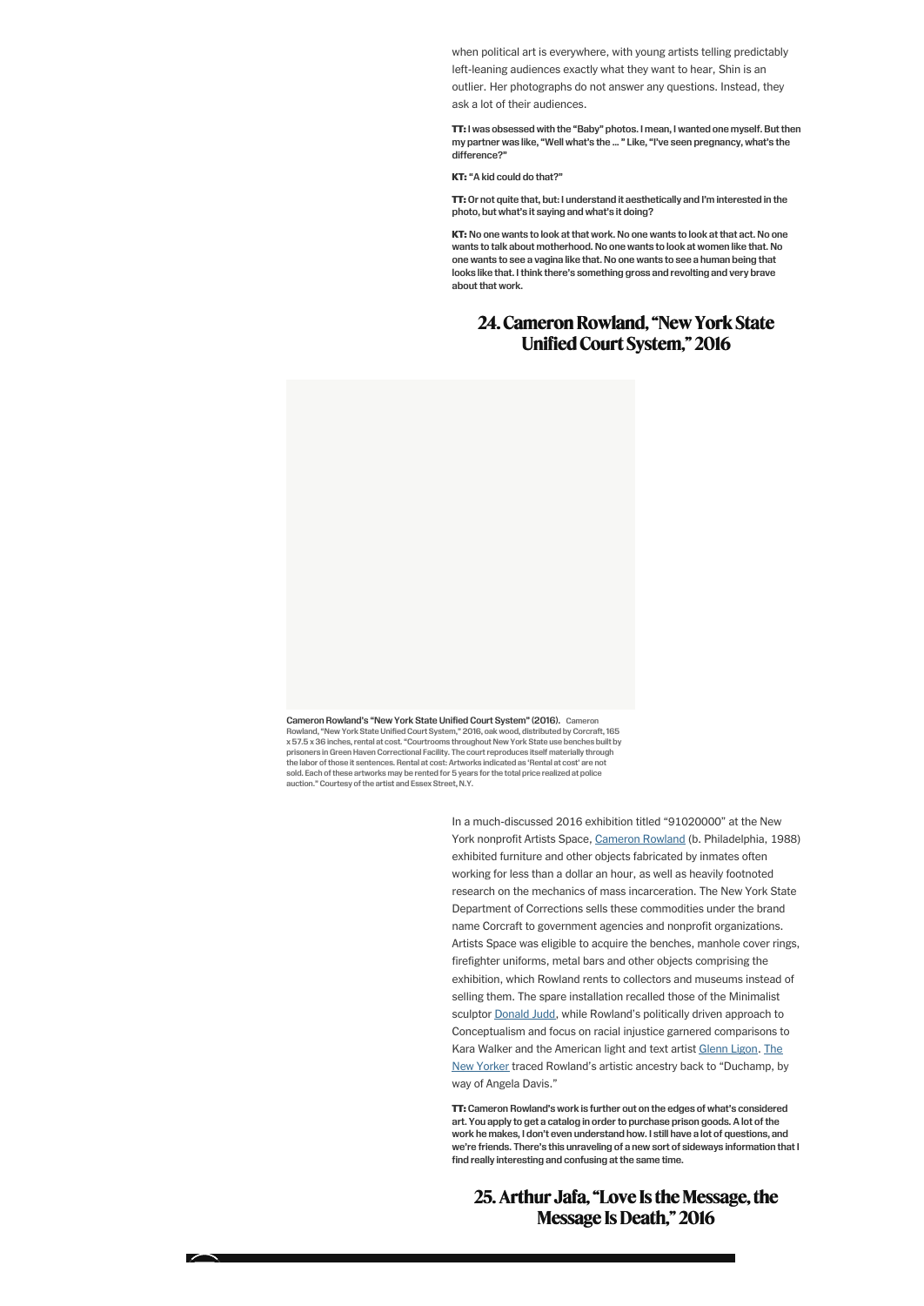when political art is everywhere, with young artists telling predictably left-leaning audiences exactly what they want to hear, Shin is an outlier. Her photographs do not answer any questions. Instead, they ask a lot of their audiences.

**TT:** I was obsessed with the "Baby" photos. I mean, I wanted one myself. But then my partner was like, "Well what's the … " Like, "I've seen pregnancy, what's the difference?"

**KT:** "A kid could do that?"

**TT:** Or not quite that, but: I understand it aesthetically and I'm interested in the photo, but what's it saying and what's it doing?

**KT:** No one wants to look at that work. No one wants to look at that act. No one wants to talk about motherhood. No one wants to look at women like that. No one wants to see a vagina like that. No one wants to see a human being that looks like that. I think there's something gross and revolting and very brave about that work.

## 24. Cameron Rowland, "New York State Unified Court System," 2016

**Cameron Rowland's "New York State Unified Court System" (2016).** Cameron Rowland, "New York State Unified Court System," 2016, oak wood, distributed by Corcraft, 165 x 57.5 x 36 inches, rental at cost. "Courtrooms throughout New York State use benches built by prisoners in Green Haven Correctional Facility. The court reproduces itself materially through the labor of those it sentences. Rental at cost: Artworks indicated as 'Rental at cost' are not sold. Each of these artworks may be rented for 5 years for the total price realized at police auction." Courtesy of the artist and Essex Street, N.Y.

In a much-discussed 2016 exhibition titled "91020000" at the New York nonprofit Artists Space, Cameron Rowland (b. Philadelphia, 1988) exhibited furniture and other objects fabricated by inmates often working for less than a dollar an hour, as well as heavily footnoted research on the mechanics of mass incarceration. The New York State Department of Corrections sells these commodities under the brand name Corcraft to government agencies and nonprofit organizations. Artists Space was eligible to acquire the benches, manhole cover rings, firefighter uniforms, metal bars and other objects comprising the exhibition, which Rowland rents to collectors and museums instead of selling them. The spare installation recalled those of the Minimalist sculptor Donald Judd, while Rowland's politically driven approach to Conceptualism and focus on racial injustice garnered comparisons to Kara Walker and the American light and text artist Glenn Ligon. The New Yorker traced Rowland's artistic ancestry back to "Duchamp, by way of Angela Davis."

**TT:** Cameron Rowland's work is further out on the edges of what's considered art. You apply to get a catalog in order to purchase prison goods. A lot of the work he makes, I don't even understand how. I still have a lot of questions, and we're friends. There's this unraveling of a new sort of sideways information that I find really interesting and confusing at the same time.

## 25. Arthur Jafa, "Love Is the Message, the Message Is Death," 2016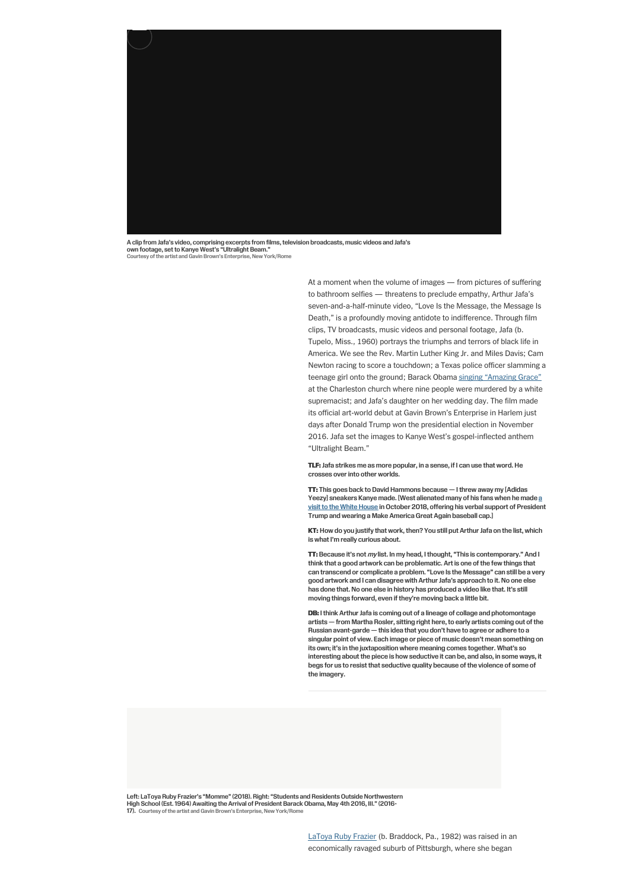A clip from Jafa's video, comprising excerpts from films, television broadcasts, music videos and Jafa's own footage, set to Kanye West's "Ultralight Beam."
Courtesy of the artist and Gavin Brown's Enterprise, New York/Rome

At a moment when the volume of images — from pictures of suffering to bathroom selfies — threatens to preclude empathy, Arthur Jafa's seven-and-a-half-minute video, "Love Is the Message, the Message Is Death," is a profoundly moving antidote to indifference. Through film clips, TV broadcasts, music videos and personal footage, Jafa (b. Tupelo, Miss., 1960) portrays the triumphs and terrors of black life in America. We see the Rev. Martin Luther King Jr. and Miles Davis; Cam Newton racing to score a touchdown; a Texas police officer slamming a teenage girl onto the ground; Barack Obama singing "Amazing Grace" at the Charleston church where nine people were murdered by a white supremacist; and Jafa's daughter on her wedding day. The film made its official art-world debut at Gavin Brown's Enterprise in Harlem just days after Donald Trump won the presidential election in November 2016. Jafa set the images to Kanye West's gospel-inflected anthem "Ultralight Beam."

**TLF:** Jafa strikes me as more popular, in a sense, if I can use that word. He crosses over into other worlds.

**TT:** This goes back to David Hammons because — I threw away my [Adidas Yeezy] sneakers Kanye made. [West alienated many of his fans when he made a visit to the White House in October 2018, offering his verbal support of President Trump and wearing a Make America Great Again baseball cap.]

**KT:** How do you justify that work, then? You still put Arthur Jafa on the list, which is what I'm really curious about.

**TT:** Because it's not *my* list. In my head, I thought, "This is contemporary." And I think that a good artwork can be problematic. Art is one of the few things that can transcend or complicate a problem. "Love Is the Message" can still be a very good artwork and I can disagree with Arthur Jafa's approach to it. No one else has done that. No one else in history has produced a video like that. It's still moving things forward, even if they're moving back a little bit.

**DB:** I think Arthur Jafa is coming out of a lineage of collage and photomontage artists — from Martha Rosler, sitting right here, to early artists coming out of the Russian avant-garde — this idea that you don't have to agree or adhere to a singular point of view. Each image or piece of music doesn't mean something on its own; it's in the juxtaposition where meaning comes together. What's so interesting about the piece is how seductive it can be, and also, in some ways, it begs for us to resist that seductive quality because of the violence of some of the imagery.

Left: LaToya Ruby Frazier's "Momme" (2018). Right: "Students and Residents Outside Northwestern High School (Est. 1964) Awaiting the Arrival of President Barack Obama, May 4th 2016, III." (2016-17). Courtesy of the artist and Gavin Brown's Enterprise, New York/Rome

LaToya Ruby Frazier (b. Braddock, Pa., 1982) was raised in an economically ravaged suburb of Pittsburgh, where she began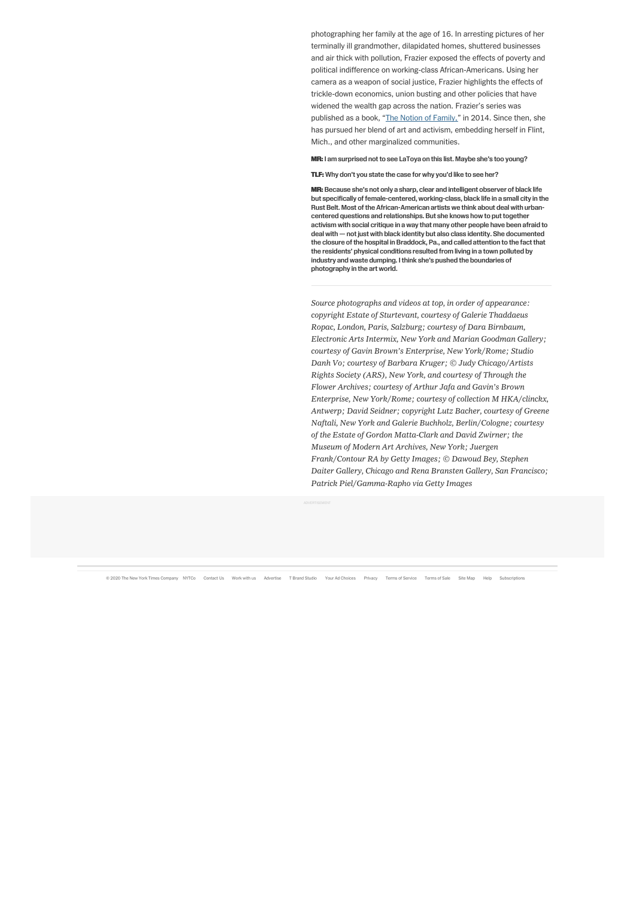photographing her family at the age of 16. In arresting pictures of her terminally ill grandmother, dilapidated homes, shuttered businesses and air thick with pollution, Frazier exposed the effects of poverty and political indifference on working-class African-Americans. Using her camera as a weapon of social justice, Frazier highlights the effects of trickle-down economics, union busting and other policies that have widened the wealth gap across the nation. Frazier's series was published as a book, "The Notion of Family," in 2014. Since then, she has pursued her blend of art and activism, embedding herself in Flint, Mich., and other marginalized communities.

**MR: I am surprised not to see LaToya on this list. Maybe she's too young?**

**TLF: Why don't you state the case for why you'd like to see her?**

**MR: Because she's not only a sharp, clear and intelligent observer of black life but specifically of female-centered, working-class, black life in a small city in the Rust Belt. Most of the African-American artists we think about deal with urban-centered questions and relationships. But she knows how to put together activism with social critique in a way that many other people have been afraid to deal with — not just with black identity but also class identity. She documented the closure of the hospital in Braddock, Pa., and called attention to the fact that the residents' physical conditions resulted from living in a town polluted by industry and waste dumping. I think she's pushed the boundaries of photography in the art world.**

---

*Source photographs and videos at top, in order of appearance: copyright Estate of Sturtevant, courtesy of Galerie Thaddaeus Ropac, London, Paris, Salzburg; courtesy of Dara Birnbaum, Electronic Arts Intermix, New York and Marian Goodman Gallery; courtesy of Gavin Brown's Enterprise, New York/Rome; Studio Danh Vo; courtesy of Barbara Kruger; © Judy Chicago/Artists Rights Society (ARS), New York, and courtesy of Through the Flower Archives; courtesy of Arthur Jafa and Gavin's Brown Enterprise, New York/Rome; courtesy of collection M HKA/clinckx, Antwerp; David Seidner; copyright Lutz Bacher, courtesy of Greene Naftali, New York and Galerie Buchholz, Berlin/Cologne; courtesy of the Estate of Gordon Matta-Clark and David Zwirner; the Museum of Modern Art Archives, New York; Juergen Frank/Contour RA by Getty Images; © Dawoud Bey, Stephen Daiter Gallery, Chicago and Rena Bransten Gallery, San Francisco; Patrick Piel/Gamma-Rapho via Getty Images*